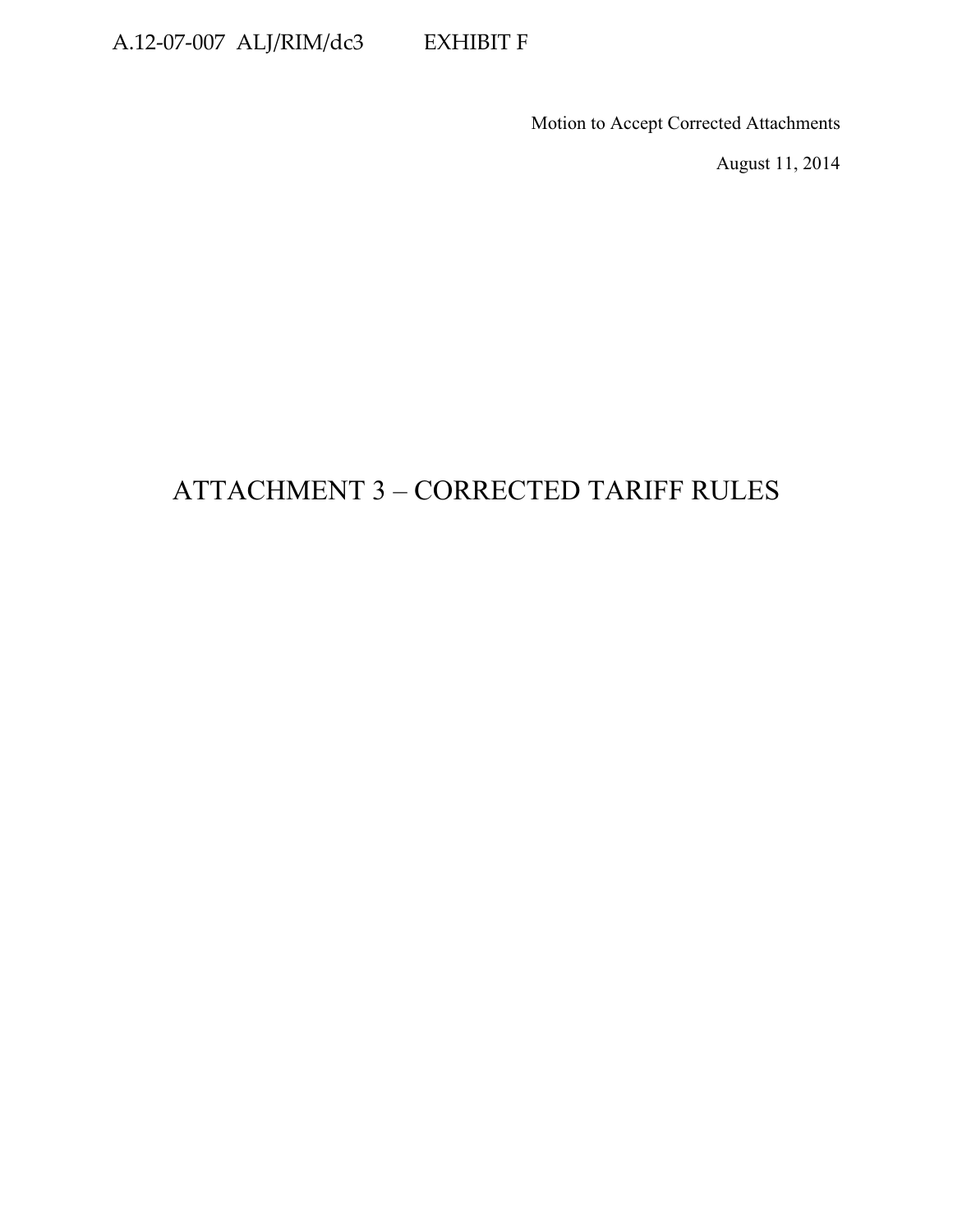A.12-07-007 ALJ/RIM/dc3 EXHIBIT F

Motion to Accept Corrected Attachments

August 11, 2014

# ATTACHMENT 3 – CORRECTED TARIFF RULES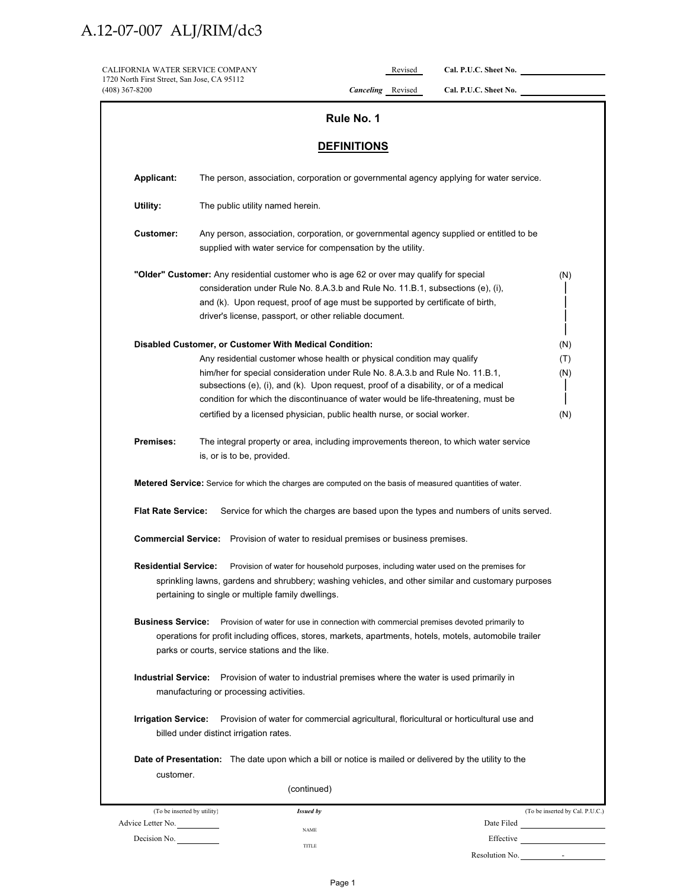CALIFORNIA WATER SERVICE COMPANY
1720 North First Street, San Jose, CA 95112
(408) 367-8200

Revised Cal. P.U.C. Sheet No. ______
*Canceling* Revised Cal. P.U.C. Sheet No. ______

# Rule No. 1

## DEFINITIONS

**Applicant:** The person, association, corporation or governmental agency applying for water service.

**Utility:** The public utility named herein.

**Customer:** Any person, association, corporation, or governmental agency supplied or entitled to be supplied with water service for compensation by the utility.

**"Older" Customer:** Any residential customer who is age 62 or over may qualify for special consideration under Rule No. 8.A.3.b and Rule No. 11.B.1, subsections (e), (i), and (k). Upon request, proof of age must be supported by certificate of birth, driver's license, passport, or other reliable document. (N)

**Disabled Customer, or Customer With Medical Condition:** (N)
Any residential customer whose health or physical condition may qualify him/her for special consideration under Rule No. 8.A.3.b and Rule No. 11.B.1, subsections (e), (i), and (k). Upon request, proof of a disability, or of a medical condition for which the discontinuance of water would be life-threatening, must be certified by a licensed physician, public health nurse, or social worker. (T) (N) (N)

**Premises:** The integral property or area, including improvements thereon, to which water service is, or is to be, provided.

**Metered Service:** Service for which the charges are computed on the basis of measured quantities of water.

**Flat Rate Service:** Service for which the charges are based upon the types and numbers of units served.

**Commercial Service:** Provision of water to residual premises or business premises.

**Residential Service:** Provision of water for household purposes, including water used on the premises for sprinkling lawns, gardens and shrubbery; washing vehicles, and other similar and customary purposes pertaining to single or multiple family dwellings.

**Business Service:** Provision of water for use in connection with commercial premises devoted primarily to operations for profit including offices, stores, markets, apartments, hotels, motels, automobile trailer parks or courts, service stations and the like.

**Industrial Service:** Provision of water to industrial premises where the water is used primarily in manufacturing or processing activities.

**Irrigation Service:** Provision of water for commercial agricultural, floricultural or horticultural use and billed under distinct irrigation rates.

**Date of Presentation:** The date upon which a bill or notice is mailed or delivered by the utility to the customer.

(continued)

| (To be inserted by utility) | Issued by | (To be inserted by Cal. P.U.C.) |
|---|---|---|
| Advice Letter No. ______ | NAME | Date Filed ______ |
| Decision No. ______ | TITLE | Effective ______ |
| | | Resolution No. ______ |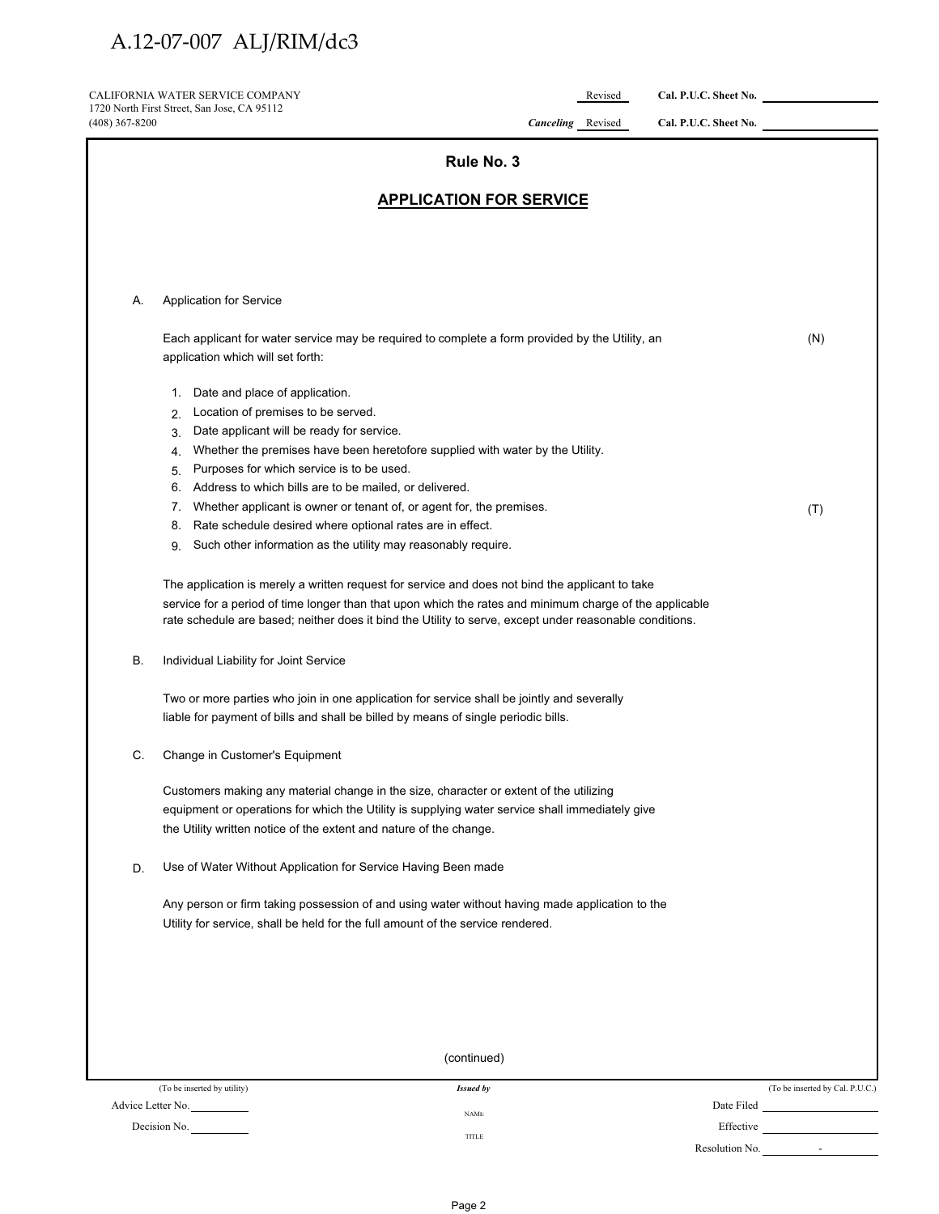CALIFORNIA WATER SERVICE COMPANY
1720 North First Street, San Jose, CA 95112
(408) 367-8200

Revised Cal. P.U.C. Sheet No. ______
*Canceling* Revised Cal. P.U.C. Sheet No. ______

## Rule No. 3

## APPLICATION FOR SERVICE

A. Application for Service

Each applicant for water service may be required to complete a form provided by the Utility, an application which will set forth: (N)

1. Date and place of application.
2. Location of premises to be served.
3. Date applicant will be ready for service.
4. Whether the premises have been heretofore supplied with water by the Utility.
5. Purposes for which service is to be used.
6. Address to which bills are to be mailed, or delivered.
7. Whether applicant is owner or tenant of, or agent for, the premises. (T)
8. Rate schedule desired where optional rates are in effect.
9. Such other information as the utility may reasonably require.

The application is merely a written request for service and does not bind the applicant to take service for a period of time longer than that upon which the rates and minimum charge of the applicable rate schedule are based; neither does it bind the Utility to serve, except under reasonable conditions.

B. Individual Liability for Joint Service

Two or more parties who join in one application for service shall be jointly and severally liable for payment of bills and shall be billed by means of single periodic bills.

C. Change in Customer's Equipment

Customers making any material change in the size, character or extent of the utilizing equipment or operations for which the Utility is supplying water service shall immediately give the Utility written notice of the extent and nature of the change.

D. Use of Water Without Application for Service Having Been made

Any person or firm taking possession of and using water without having made application to the Utility for service, shall be held for the full amount of the service rendered.

(continued)

(To be inserted by utility) — *Issued by* — (To be inserted by Cal. P.U.C.)

Advice Letter No. ______ NAME Date Filed ______

Decision No. ______ TITLE Effective ______

Resolution No. ______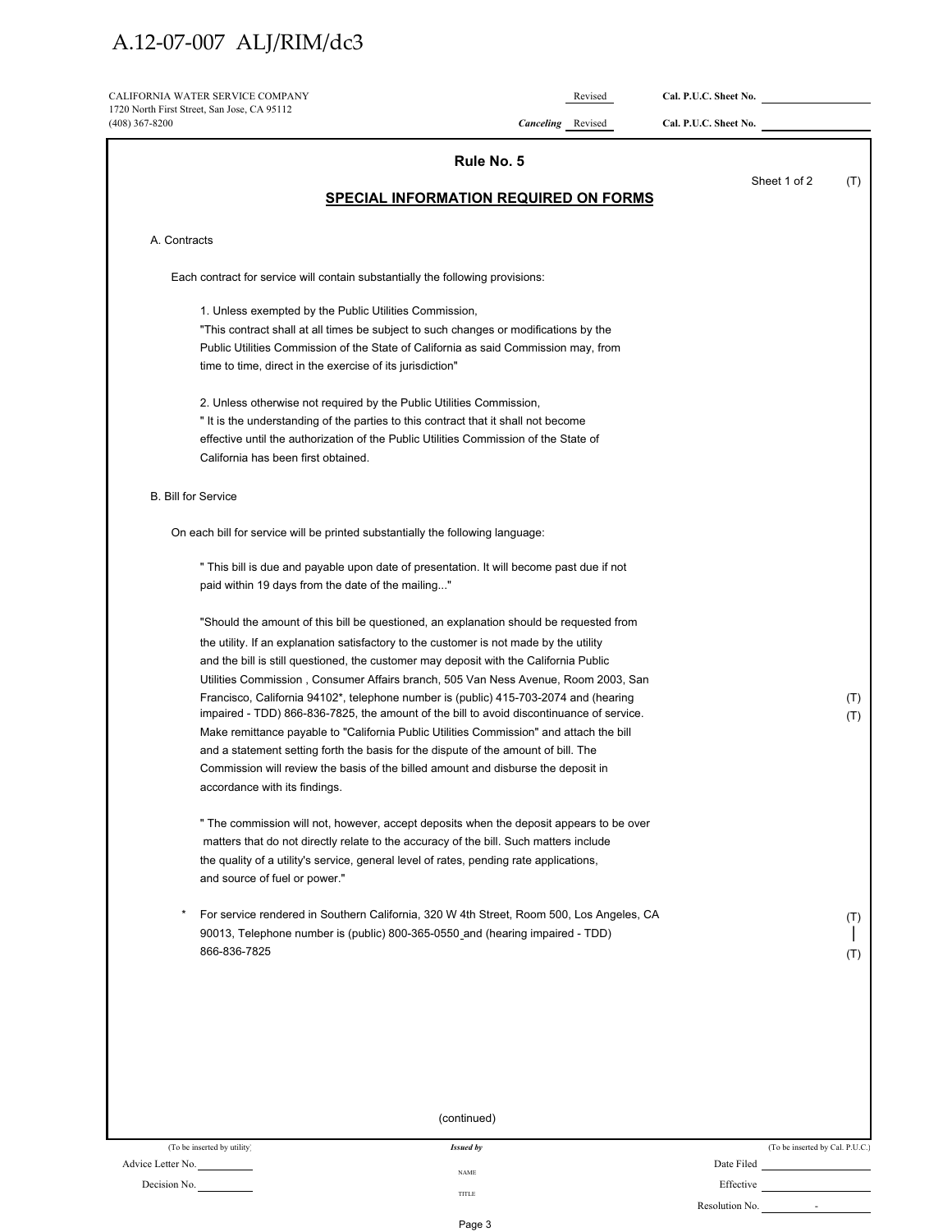CALIFORNIA WATER SERVICE COMPANY
1720 North First Street, San Jose, CA 95112
(408) 367-8200

Revised Cal. P.U.C. Sheet No. ______
*Canceling* Revised Cal. P.U.C. Sheet No. ______

## Rule No. 5

Sheet 1 of 2 (T)

### SPECIAL INFORMATION REQUIRED ON FORMS

A. Contracts

Each contract for service will contain substantially the following provisions:

1. Unless exempted by the Public Utilities Commission,
"This contract shall at all times be subject to such changes or modifications by the Public Utilities Commission of the State of California as said Commission may, from time to time, direct in the exercise of its jurisdiction"

2. Unless otherwise not required by the Public Utilities Commission,
" It is the understanding of the parties to this contract that it shall not become effective until the authorization of the Public Utilities Commission of the State of California has been first obtained.

B. Bill for Service

On each bill for service will be printed substantially the following language:

" This bill is due and payable upon date of presentation. It will become past due if not paid within 19 days from the date of the mailing..."

"Should the amount of this bill be questioned, an explanation should be requested from the utility. If an explanation satisfactory to the customer is not made by the utility and the bill is still questioned, the customer may deposit with the California Public Utilities Commission , Consumer Affairs branch, 505 Van Ness Avenue, Room 2003, San Francisco, California 94102*, telephone number is (public) 415-703-2074 and (hearing impaired - TDD) 866-836-7825, the amount of the bill to avoid discontinuance of service. Make remittance payable to "California Public Utilities Commission" and attach the bill and a statement setting forth the basis for the dispute of the amount of bill. The Commission will review the basis of the billed amount and disburse the deposit in accordance with its findings. (T) (T)

" The commission will not, however, accept deposits when the deposit appears to be over matters that do not directly relate to the accuracy of the bill. Such matters include the quality of a utility's service, general level of rates, pending rate applications, and source of fuel or power."

\* For service rendered in Southern California, 320 W 4th Street, Room 500, Los Angeles, CA 90013, Telephone number is (public) 800-365-0550 and (hearing impaired - TDD) 866-836-7825 (T)

(continued)

| (To be inserted by utility) | Issued by | (To be inserted by Cal. P.U.C.) |
|---|---|---|
| Advice Letter No. ______ | NAME | Date Filed ______ |
| Decision No. ______ | TITLE | Effective ______ |
| | | Resolution No. ______ |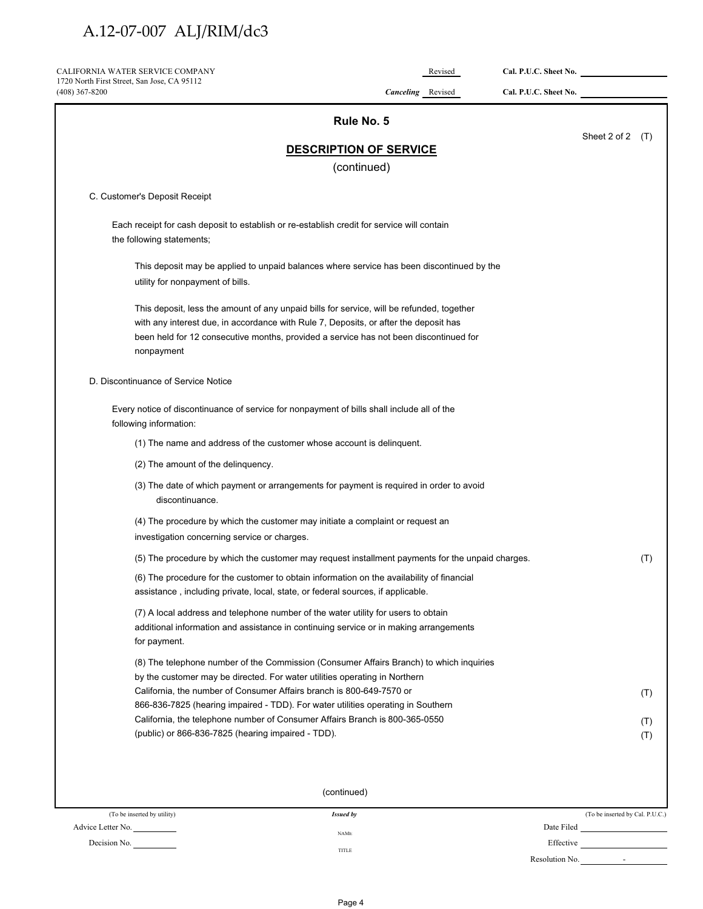CALIFORNIA WATER SERVICE COMPANY
1720 North First Street, San Jose, CA 95112
(408) 367-8200

Revised Cal. P.U.C. Sheet No. ______

*Canceling* Revised Cal. P.U.C. Sheet No. ______

## Rule No. 5

Sheet 2 of 2 (T)

## DESCRIPTION OF SERVICE

(continued)

C. Customer's Deposit Receipt

Each receipt for cash deposit to establish or re-establish credit for service will contain the following statements;

This deposit may be applied to unpaid balances where service has been discontinued by the utility for nonpayment of bills.

This deposit, less the amount of any unpaid bills for service, will be refunded, together with any interest due, in accordance with Rule 7, Deposits, or after the deposit has been held for 12 consecutive months, provided a service has not been discontinued for nonpayment

D. Discontinuance of Service Notice

Every notice of discontinuance of service for nonpayment of bills shall include all of the following information:

(1) The name and address of the customer whose account is delinquent.

(2) The amount of the delinquency.

(3) The date of which payment or arrangements for payment is required in order to avoid discontinuance.

(4) The procedure by which the customer may initiate a complaint or request an investigation concerning service or charges.

(5) The procedure by which the customer may request installment payments for the unpaid charges. (T)

(6) The procedure for the customer to obtain information on the availability of financial assistance , including private, local, state, or federal sources, if applicable.

(7) A local address and telephone number of the water utility for users to obtain additional information and assistance in continuing service or in making arrangements for payment.

(8) The telephone number of the Commission (Consumer Affairs Branch) to which inquiries by the customer may be directed. For water utilities operating in Northern California, the number of Consumer Affairs branch is 800-649-7570 or 866-836-7825 (hearing impaired - TDD). For water utilities operating in Southern California, the telephone number of Consumer Affairs Branch is 800-365-0550 (public) or 866-836-7825 (hearing impaired - TDD). (T) (T) (T)

(continued)

(To be inserted by utility) *Issued by* (To be inserted by Cal. P.U.C.)

Advice Letter No. ______ NAME Date Filed ______

Decision No. ______ TITLE Effective ______

Resolution No. ______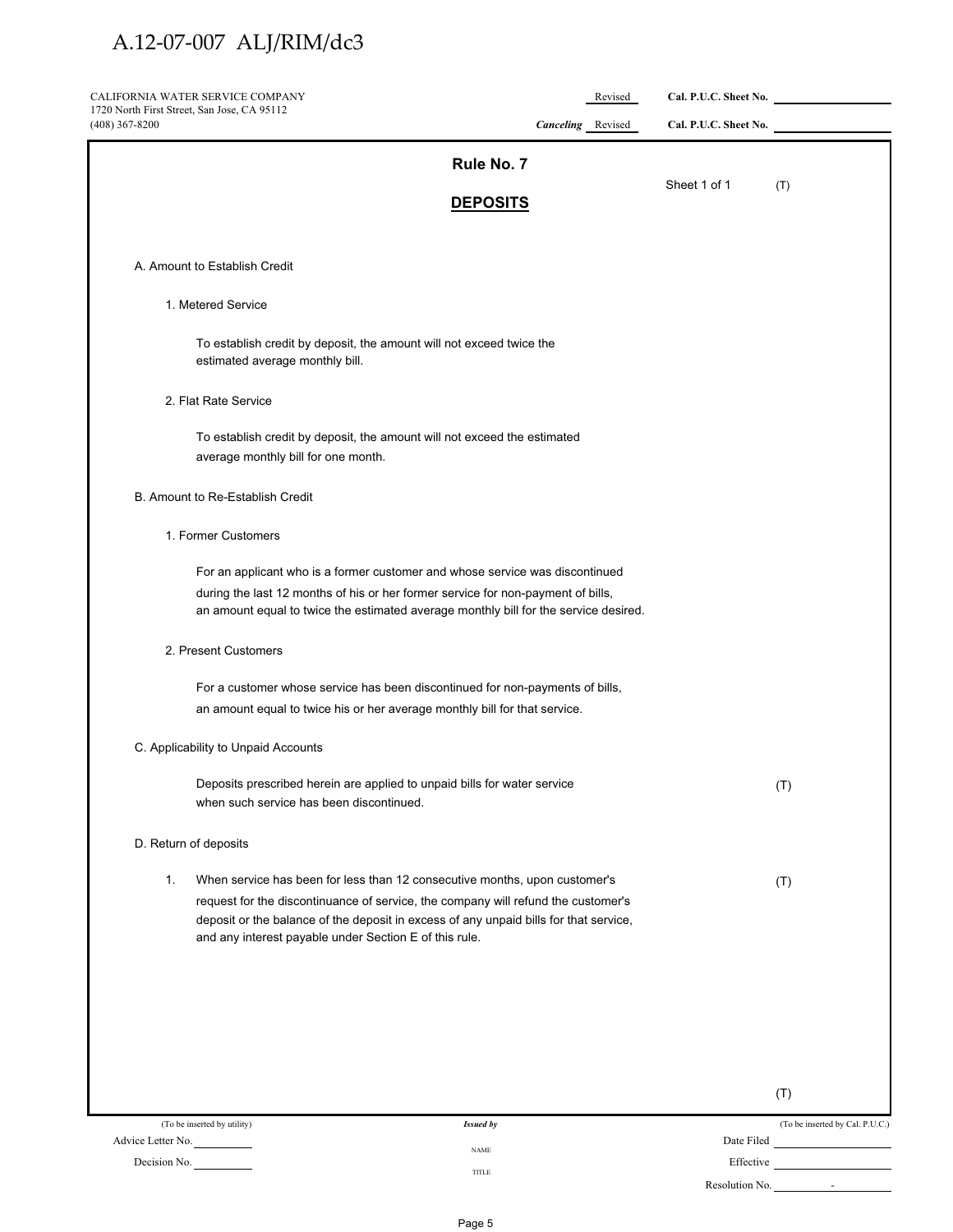CALIFORNIA WATER SERVICE COMPANY
1720 North First Street, San Jose, CA 95112
(408) 367-8200

Revised Cal. P.U.C. Sheet No. ____________

*Canceling* Revised Cal. P.U.C. Sheet No. ____________

## Rule No. 7

Sheet 1 of 1 (T)

## DEPOSITS

A. Amount to Establish Credit

1. Metered Service

   To establish credit by deposit, the amount will not exceed twice the estimated average monthly bill.

2. Flat Rate Service

   To establish credit by deposit, the amount will not exceed the estimated average monthly bill for one month.

B. Amount to Re-Establish Credit

1. Former Customers

   For an applicant who is a former customer and whose service was discontinued during the last 12 months of his or her former service for non-payment of bills, an amount equal to twice the estimated average monthly bill for the service desired.

2. Present Customers

   For a customer whose service has been discontinued for non-payments of bills, an amount equal to twice his or her average monthly bill for that service.

C. Applicability to Unpaid Accounts

   Deposits prescribed herein are applied to unpaid bills for water service when such service has been discontinued. (T)

D. Return of deposits

1. When service has been for less than 12 consecutive months, upon customer's request for the discontinuance of service, the company will refund the customer's deposit or the balance of the deposit in excess of any unpaid bills for that service, and any interest payable under Section E of this rule. (T)

(T)

(To be inserted by utility) | *Issued by* | (To be inserted by Cal. P.U.C.)

Advice Letter No. ________ | NAME | Date Filed ________

Decision No. ________ | TITLE | Effective ________

Resolution No. ________ -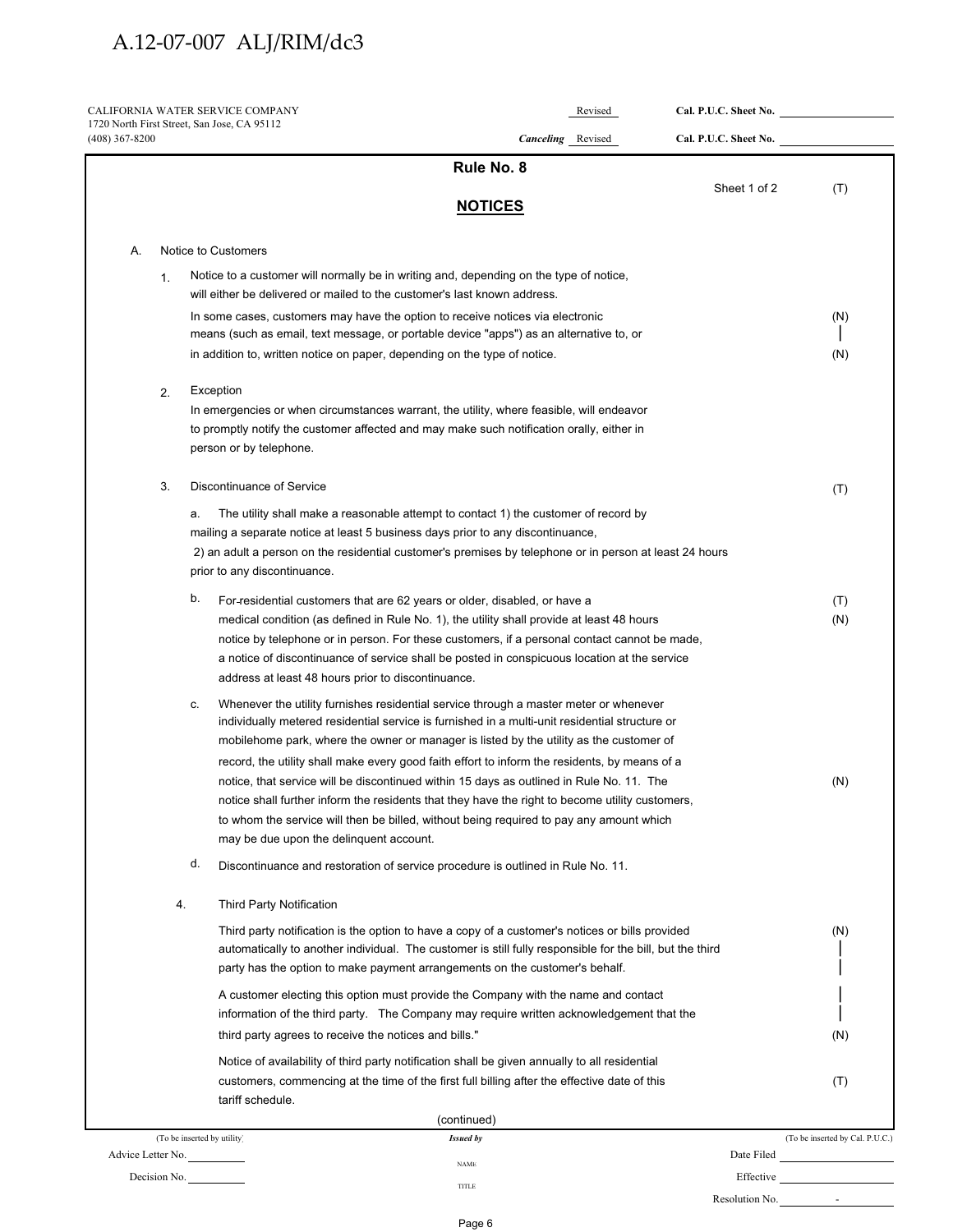CALIFORNIA WATER SERVICE COMPANY
1720 North First Street, San Jose, CA 95112
(408) 367-8200

Revised Cal. P.U.C. Sheet No. ____________
*Canceling* Revised Cal. P.U.C. Sheet No. ____________

# Rule No. 8

Sheet 1 of 2 (T)

## NOTICES

A. Notice to Customers

1. Notice to a customer will normally be in writing and, depending on the type of notice, will either be delivered or mailed to the customer's last known address.

   In some cases, customers may have the option to receive notices via electronic means (such as email, text message, or portable device "apps") as an alternative to, or in addition to, written notice on paper, depending on the type of notice. (N)

2. Exception

   In emergencies or when circumstances warrant, the utility, where feasible, will endeavor to promptly notify the customer affected and may make such notification orally, either in person or by telephone.

3. Discontinuance of Service (T)

   a. The utility shall make a reasonable attempt to contact 1) the customer of record by mailing a separate notice at least 5 business days prior to any discontinuance, 2) an adult a person on the residential customer's premises by telephone or in person at least 24 hours prior to any discontinuance.

   b. For residential customers that are 62 years or older, disabled, or have a medical condition (as defined in Rule No. 1), the utility shall provide at least 48 hours notice by telephone or in person. For these customers, if a personal contact cannot be made, a notice of discontinuance of service shall be posted in conspicuous location at the service address at least 48 hours prior to discontinuance. (T) (N)

   c. Whenever the utility furnishes residential service through a master meter or whenever individually metered residential service is furnished in a multi-unit residential structure or mobilehome park, where the owner or manager is listed by the utility as the customer of record, the utility shall make every good faith effort to inform the residents, by means of a notice, that service will be discontinued within 15 days as outlined in Rule No. 11. The notice shall further inform the residents that they have the right to become utility customers, to whom the service will then be billed, without being required to pay any amount which may be due upon the delinquent account. (N)

   d. Discontinuance and restoration of service procedure is outlined in Rule No. 11.

4. Third Party Notification

   Third party notification is the option to have a copy of a customer's notices or bills provided automatically to another individual. The customer is still fully responsible for the bill, but the third party has the option to make payment arrangements on the customer's behalf. (N)

   A customer electing this option must provide the Company with the name and contact information of the third party. The Company may require written acknowledgement that the third party agrees to receive the notices and bills." (N)

   Notice of availability of third party notification shall be given annually to all residential customers, commencing at the time of the first full billing after the effective date of this tariff schedule. (T)

(continued)

| (To be inserted by utility) | Issued by | (To be inserted by Cal. P.U.C.) |
|---|---|---|
| Advice Letter No. ______ | NAME | Date Filed ______ |
| Decision No. ______ | TITLE | Effective ______ |
| | | Resolution No. ______ - |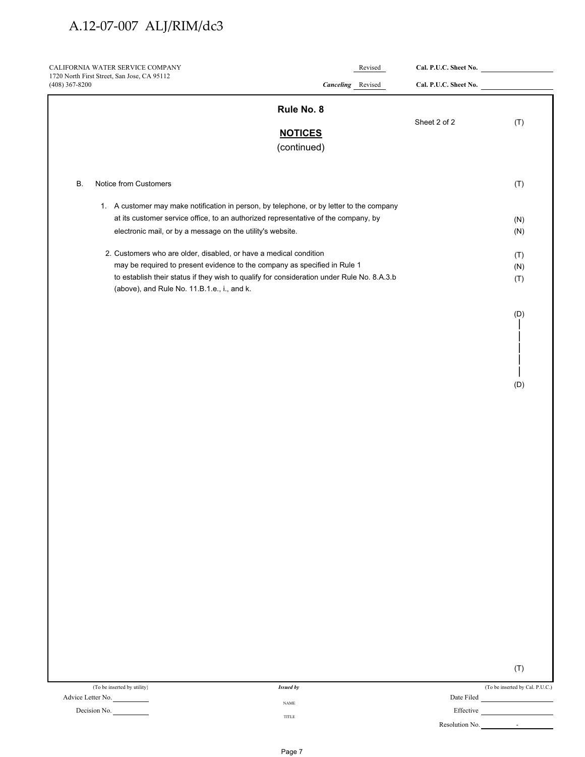CALIFORNIA WATER SERVICE COMPANY
1720 North First Street, San Jose, CA 95112
(408) 367-8200

Revised Cal. P.U.C. Sheet No. ______
*Canceling* Revised Cal. P.U.C. Sheet No. ______

## Rule No. 8

Sheet 2 of 2 (T)

## NOTICES
(continued)

B. Notice from Customers (T)

1. A customer may make notification in person, by telephone, or by letter to the company at its customer service office, to an authorized representative of the company, by electronic mail, or by a message on the utility's website. (N) (N)

2. Customers who are older, disabled, or have a medical condition may be required to present evidence to the company as specified in Rule 1 to establish their status if they wish to qualify for consideration under Rule No. 8.A.3.b (above), and Rule No. 11.B.1.e., i., and k. (T) (N) (T)

(D)
|
|
|
|
|
(D)

(T)

(To be inserted by utility) | *Issued by* | (To be inserted by Cal. P.U.C.)

Advice Letter No. ______ NAME Date Filed ______

Decision No. ______ TITLE Effective ______

Resolution No. ______ -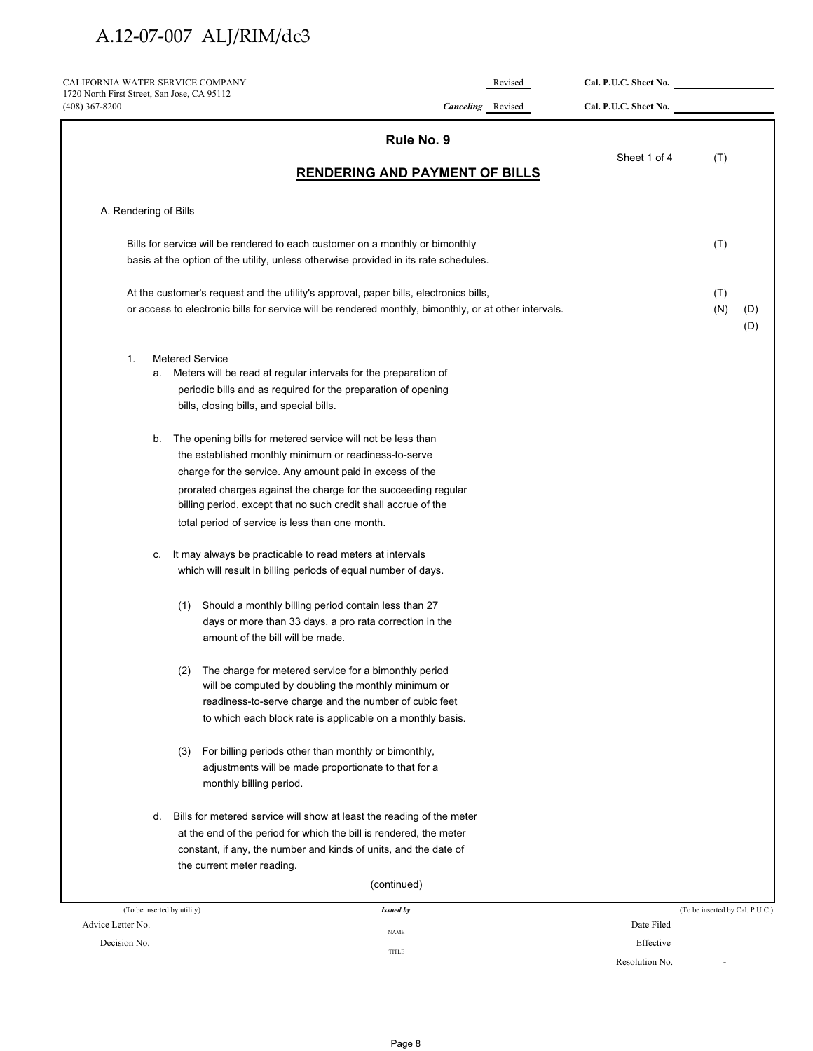CALIFORNIA WATER SERVICE COMPANY
1720 North First Street, San Jose, CA 95112
(408) 367-8200

Revised Cal. P.U.C. Sheet No. ____________
*Canceling* Revised Cal. P.U.C. Sheet No. ____________

## Rule No. 9

Sheet 1 of 4 (T)

## RENDERING AND PAYMENT OF BILLS

A. Rendering of Bills

Bills for service will be rendered to each customer on a monthly or bimonthly basis at the option of the utility, unless otherwise provided in its rate schedules. (T)

At the customer's request and the utility's approval, paper bills, electronics bills, or access to electronic bills for service will be rendered monthly, bimonthly, or at other intervals. (T) (N) (D) (D)

1. Metered Service
   a. Meters will be read at regular intervals for the preparation of periodic bills and as required for the preparation of opening bills, closing bills, and special bills.

   b. The opening bills for metered service will not be less than the established monthly minimum or readiness-to-serve charge for the service. Any amount paid in excess of the prorated charges against the charge for the succeeding regular billing period, except that no such credit shall accrue of the total period of service is less than one month.

   c. It may always be practicable to read meters at intervals which will result in billing periods of equal number of days.

      (1) Should a monthly billing period contain less than 27 days or more than 33 days, a pro rata correction in the amount of the bill will be made.

      (2) The charge for metered service for a bimonthly period will be computed by doubling the monthly minimum or readiness-to-serve charge and the number of cubic feet to which each block rate is applicable on a monthly basis.

      (3) For billing periods other than monthly or bimonthly, adjustments will be made proportionate to that for a monthly billing period.

   d. Bills for metered service will show at least the reading of the meter at the end of the period for which the bill is rendered, the meter constant, if any, the number and kinds of units, and the date of the current meter reading.

(continued)

(To be inserted by utility) *Issued by* (To be inserted by Cal. P.U.C.)

Advice Letter No. ____________ NAME Date Filed ____________

Decision No. ____________ TITLE Effective ____________

Resolution No. ____________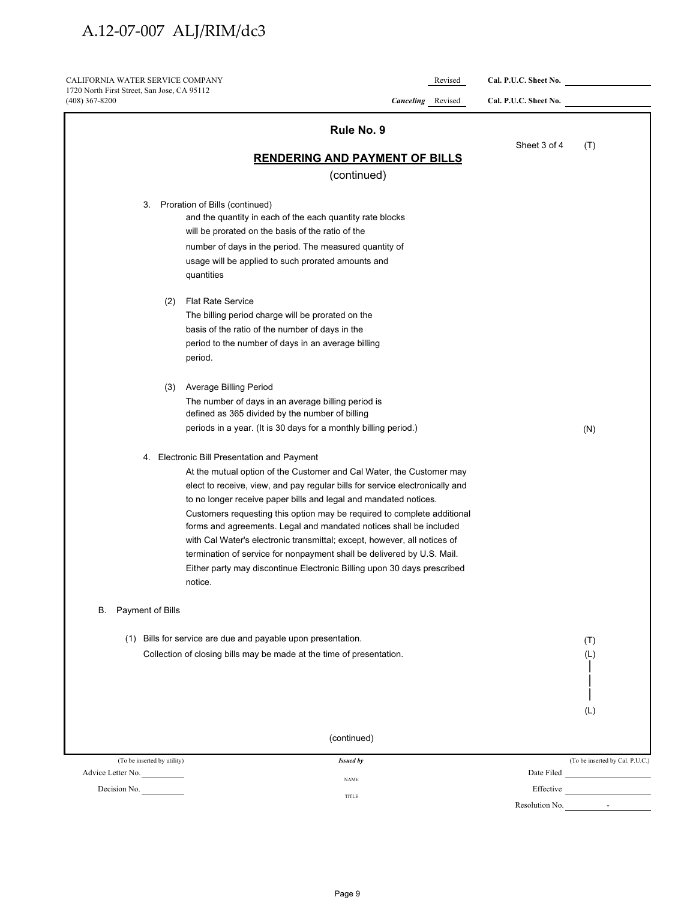A.12-07-007 ALJ/RIM/dc3

CALIFORNIA WATER SERVICE COMPANY
1720 North First Street, San Jose, CA 95112
(408) 367-8200

Revised Cal. P.U.C. Sheet No. ____________

*Canceling* Revised Cal. P.U.C. Sheet No. ____________

## Rule No. 9

Sheet 3 of 4 (T)

## RENDERING AND PAYMENT OF BILLS

(continued)

3. Proration of Bills (continued)

   and the quantity in each of the each quantity rate blocks will be prorated on the basis of the ratio of the number of days in the period. The measured quantity of usage will be applied to such prorated amounts and quantities

   (2) Flat Rate Service
   The billing period charge will be prorated on the basis of the ratio of the number of days in the period to the number of days in an average billing period.

   (3) Average Billing Period
   The number of days in an average billing period is defined as 365 divided by the number of billing periods in a year. (It is 30 days for a monthly billing period.) (N)

4. Electronic Bill Presentation and Payment

   At the mutual option of the Customer and Cal Water, the Customer may elect to receive, view, and pay regular bills for service electronically and to no longer receive paper bills and legal and mandated notices. Customers requesting this option may be required to complete additional forms and agreements. Legal and mandated notices shall be included with Cal Water's electronic transmittal; except, however, all notices of termination of service for nonpayment shall be delivered by U.S. Mail. Either party may discontinue Electronic Billing upon 30 days prescribed notice.

B. Payment of Bills

   (1) Bills for service are due and payable upon presentation. (T)
   Collection of closing bills may be made at the time of presentation. (L)

(L)

(continued)

(To be inserted by utility) *Issued by* (To be inserted by Cal. P.U.C.)

Advice Letter No. ________ NAME Date Filed ____________

Decision No. ________ TITLE Effective ____________

Resolution No. ________ -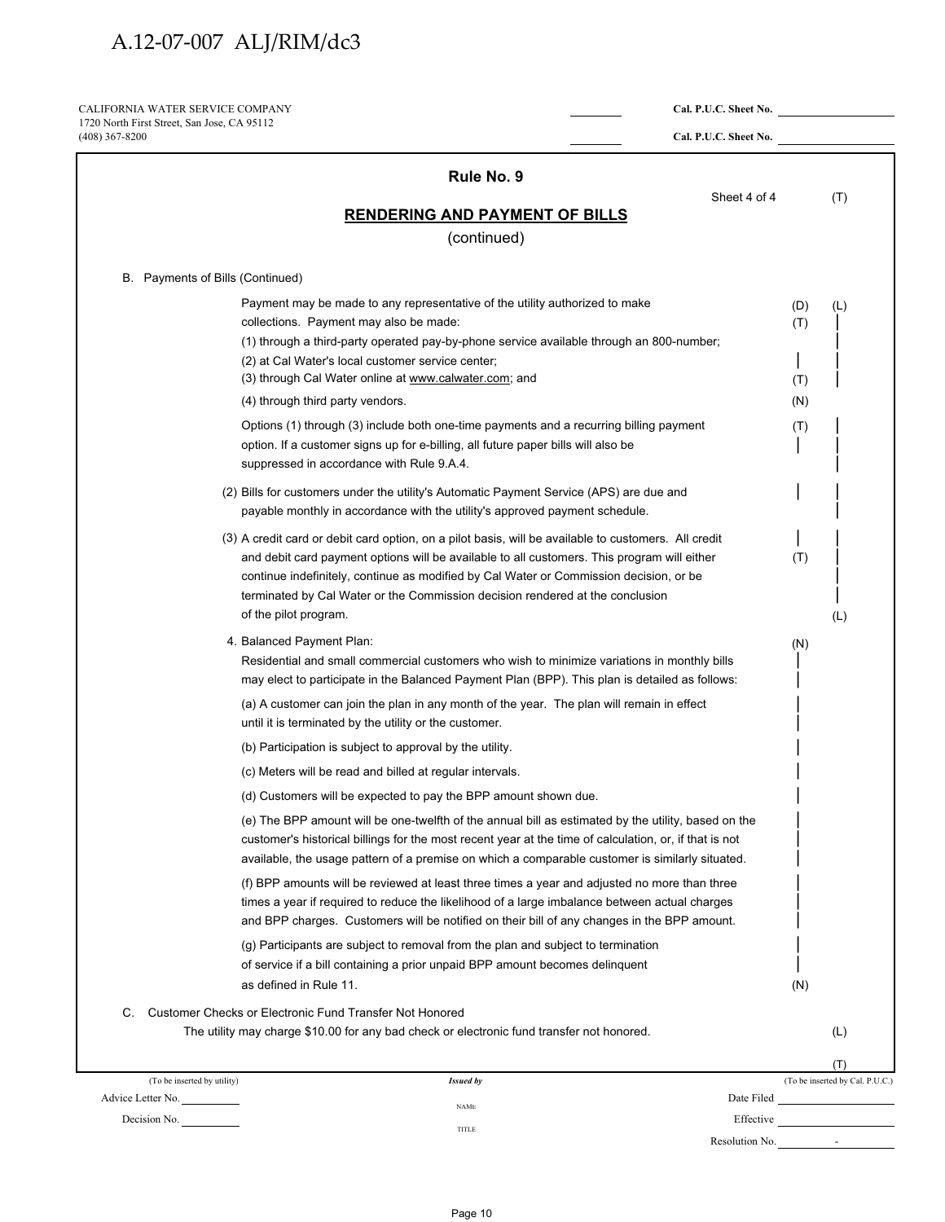CALIFORNIA WATER SERVICE COMPANY
1720 North First Street, San Jose, CA 95112
(408) 367-8200

Cal. P.U.C. Sheet No. 

Cal. P.U.C. Sheet No. 

## Rule No. 9

Sheet 4 of 4 (T)

## RENDERING AND PAYMENT OF BILLS

(continued)

B. Payments of Bills (Continued)

Payment may be made to any representative of the utility authorized to make collections. Payment may also be made: (D) (L)
(1) through a third-party operated pay-by-phone service available through an 800-number; (T)
(2) at Cal Water's local customer service center;
(3) through Cal Water online at www.calwater.com; and (T)
(4) through third party vendors. (N)

Options (1) through (3) include both one-time payments and a recurring billing payment option. If a customer signs up for e-billing, all future paper bills will also be suppressed in accordance with Rule 9.A.4. (T)

(2) Bills for customers under the utility's Automatic Payment Service (APS) are due and payable monthly in accordance with the utility's approved payment schedule.

(3) A credit card or debit card option, on a pilot basis, will be available to customers. All credit and debit card payment options will be available to all customers. This program will either continue indefinitely, continue as modified by Cal Water or Commission decision, or be terminated by Cal Water or the Commission decision rendered at the conclusion of the pilot program. (T) (L)

4. Balanced Payment Plan: (N)
Residential and small commercial customers who wish to minimize variations in monthly bills may elect to participate in the Balanced Payment Plan (BPP). This plan is detailed as follows:

(a) A customer can join the plan in any month of the year. The plan will remain in effect until it is terminated by the utility or the customer.

(b) Participation is subject to approval by the utility.

(c) Meters will be read and billed at regular intervals.

(d) Customers will be expected to pay the BPP amount shown due.

(e) The BPP amount will be one-twelfth of the annual bill as estimated by the utility, based on the customer's historical billings for the most recent year at the time of calculation, or, if that is not available, the usage pattern of a premise on which a comparable customer is similarly situated.

(f) BPP amounts will be reviewed at least three times a year and adjusted no more than three times a year if required to reduce the likelihood of a large imbalance between actual charges and BPP charges. Customers will be notified on their bill of any changes in the BPP amount.

(g) Participants are subject to removal from the plan and subject to termination of service if a bill containing a prior unpaid BPP amount becomes delinquent as defined in Rule 11. (N)

C. Customer Checks or Electronic Fund Transfer Not Honored
The utility may charge $10.00 for any bad check or electronic fund transfer not honored. (L)

(T)

| (To be inserted by utility) | *Issued by* | (To be inserted by Cal. P.U.C.) |
|---|---|---|
| Advice Letter No. | NAME | Date Filed |
| Decision No. | TITLE | Effective |
| | | Resolution No. - |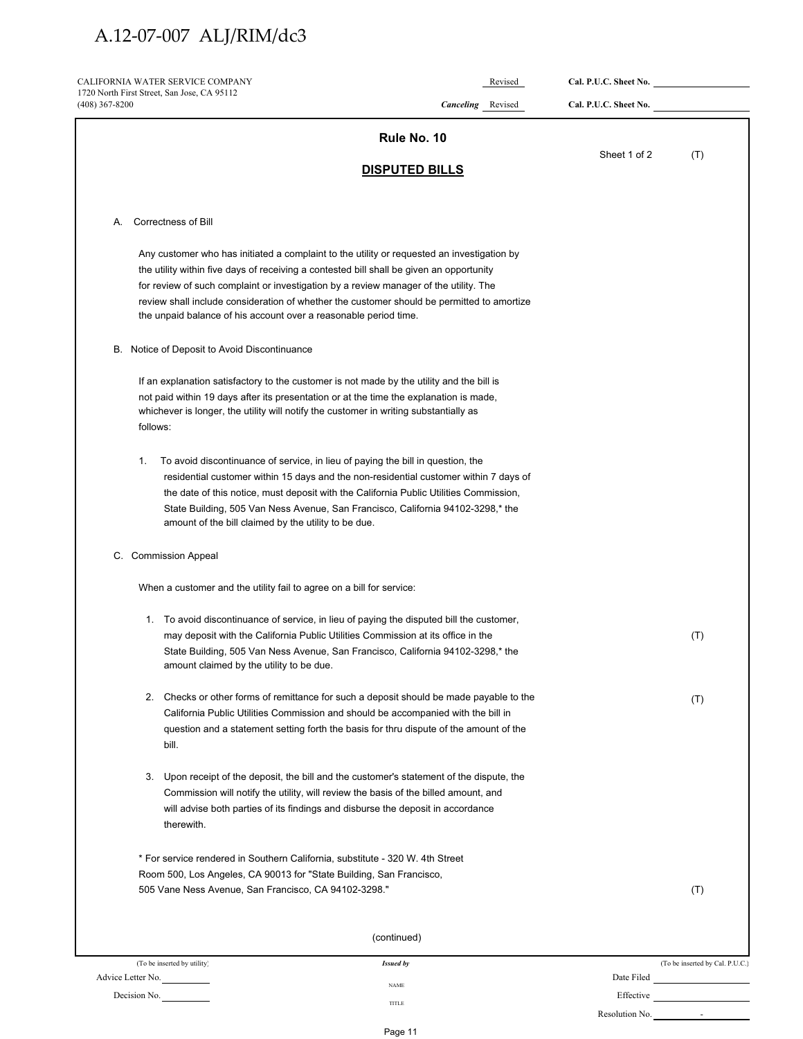A.12-07-007 ALJ/RIM/dc3

CALIFORNIA WATER SERVICE COMPANY
1720 North First Street, San Jose, CA 95112
(408) 367-8200

Revised Cal. P.U.C. Sheet No. ____________

*Canceling* Revised Cal. P.U.C. Sheet No. ____________

## Rule No. 10

Sheet 1 of 2 (T)

## DISPUTED BILLS

A. Correctness of Bill

Any customer who has initiated a complaint to the utility or requested an investigation by the utility within five days of receiving a contested bill shall be given an opportunity for review of such complaint or investigation by a review manager of the utility. The review shall include consideration of whether the customer should be permitted to amortize the unpaid balance of his account over a reasonable period time.

B. Notice of Deposit to Avoid Discontinuance

If an explanation satisfactory to the customer is not made by the utility and the bill is not paid within 19 days after its presentation or at the time the explanation is made, whichever is longer, the utility will notify the customer in writing substantially as follows:

1. To avoid discontinuance of service, in lieu of paying the bill in question, the residential customer within 15 days and the non-residential customer within 7 days of the date of this notice, must deposit with the California Public Utilities Commission, State Building, 505 Van Ness Avenue, San Francisco, California 94102-3298,* the amount of the bill claimed by the utility to be due.

C. Commission Appeal

When a customer and the utility fail to agree on a bill for service:

1. To avoid discontinuance of service, in lieu of paying the disputed bill the customer, may deposit with the California Public Utilities Commission at its office in the State Building, 505 Van Ness Avenue, San Francisco, California 94102-3298,* the amount claimed by the utility to be due. (T)

2. Checks or other forms of remittance for such a deposit should be made payable to the California Public Utilities Commission and should be accompanied with the bill in question and a statement setting forth the basis for thru dispute of the amount of the bill. (T)

3. Upon receipt of the deposit, the bill and the customer's statement of the dispute, the Commission will notify the utility, will review the basis of the billed amount, and will advise both parties of its findings and disburse the deposit in accordance therewith.

* For service rendered in Southern California, substitute - 320 W. 4th Street Room 500, Los Angeles, CA 90013 for "State Building, San Francisco, 505 Vane Ness Avenue, San Francisco, CA 94102-3298." (T)

(continued)

(To be inserted by utility)

Advice Letter No. ____________

Decision No. ____________

*Issued by*

NAME

TITLE

(To be inserted by Cal. P.U.C.)

Date Filed ____________

Effective ____________

Resolution No. ____________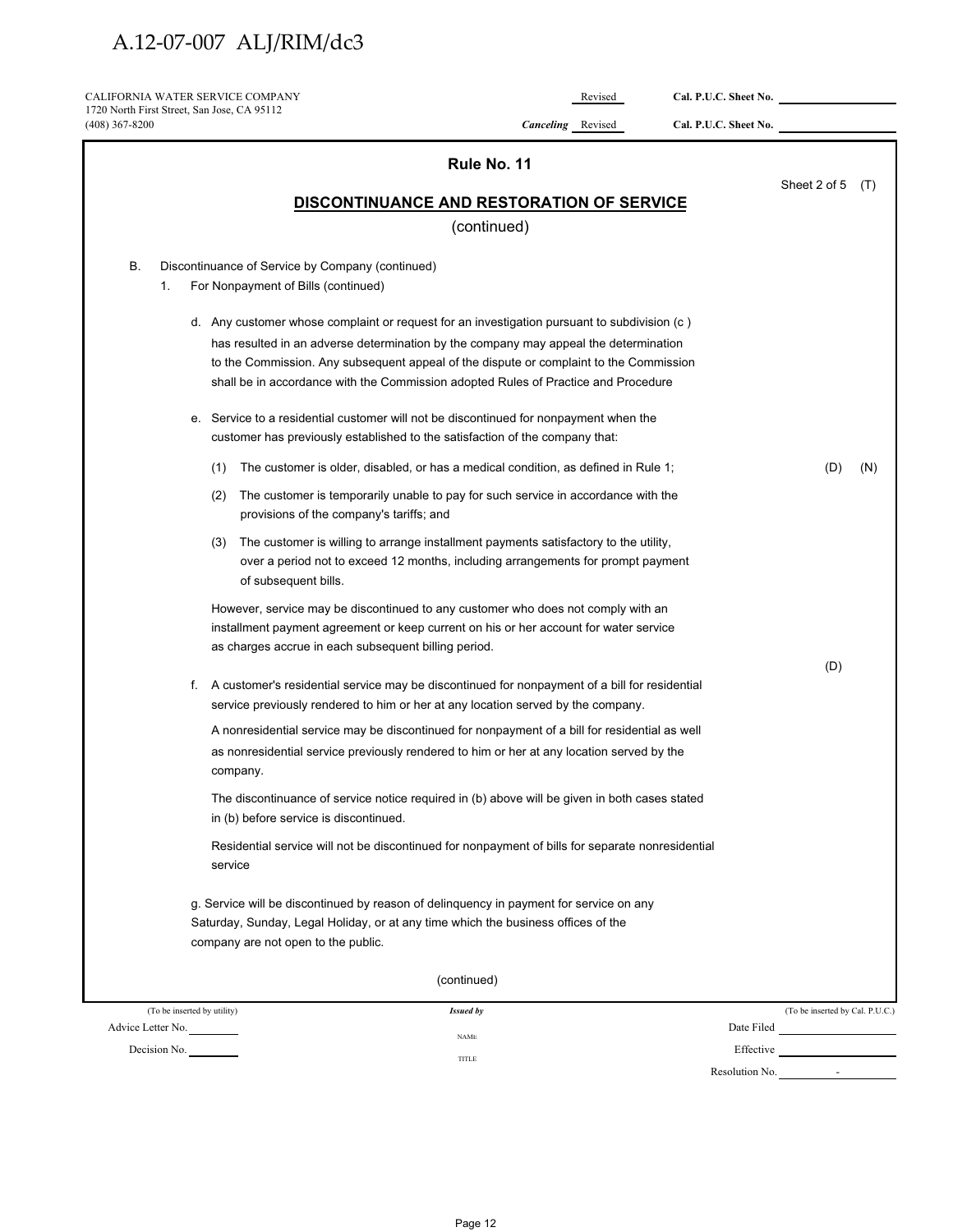CALIFORNIA WATER SERVICE COMPANY
1720 North First Street, San Jose, CA 95112
(408) 367-8200

Revised Cal. P.U.C. Sheet No.
*Canceling* Revised Cal. P.U.C. Sheet No.

## Rule No. 11

Sheet 2 of 5 (T)

## DISCONTINUANCE AND RESTORATION OF SERVICE

(continued)

B. Discontinuance of Service by Company (continued)

1. For Nonpayment of Bills (continued)

   d. Any customer whose complaint or request for an investigation pursuant to subdivision (c ) has resulted in an adverse determination by the company may appeal the determination to the Commission. Any subsequent appeal of the dispute or complaint to the Commission shall be in accordance with the Commission adopted Rules of Practice and Procedure

   e. Service to a residential customer will not be discontinued for nonpayment when the customer has previously established to the satisfaction of the company that:

      (1) The customer is older, disabled, or has a medical condition, as defined in Rule 1; (D) (N)

      (2) The customer is temporarily unable to pay for such service in accordance with the provisions of the company's tariffs; and

      (3) The customer is willing to arrange installment payments satisfactory to the utility, over a period not to exceed 12 months, including arrangements for prompt payment of subsequent bills.

      However, service may be discontinued to any customer who does not comply with an installment payment agreement or keep current on his or her account for water service as charges accrue in each subsequent billing period. (D)

   f. A customer's residential service may be discontinued for nonpayment of a bill for residential service previously rendered to him or her at any location served by the company.

      A nonresidential service may be discontinued for nonpayment of a bill for residential as well as nonresidential service previously rendered to him or her at any location served by the company.

      The discontinuance of service notice required in (b) above will be given in both cases stated in (b) before service is discontinued.

      Residential service will not be discontinued for nonpayment of bills for separate nonresidential service

   g. Service will be discontinued by reason of delinquency in payment for service on any Saturday, Sunday, Legal Holiday, or at any time which the business offices of the company are not open to the public.

(continued)

(To be inserted by utility) | *Issued by* | (To be inserted by Cal. P.U.C.)
Advice Letter No. | NAME | Date Filed
Decision No. | TITLE | Effective
Resolution No. -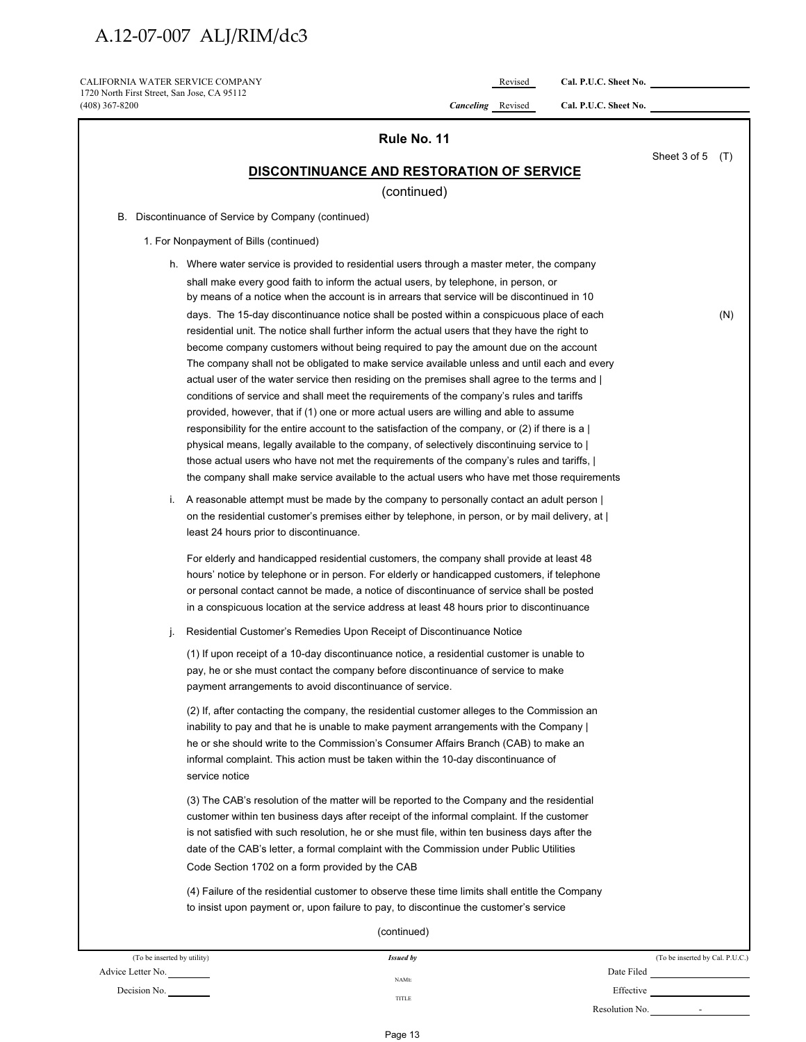CALIFORNIA WATER SERVICE COMPANY
1720 North First Street, San Jose, CA 95112
(408) 367-8200

Revised Cal. P.U.C. Sheet No. ________
*Canceling* Revised Cal. P.U.C. Sheet No. ________

## Rule No. 11

Sheet 3 of 5 (T)

## DISCONTINUANCE AND RESTORATION OF SERVICE

(continued)

B. Discontinuance of Service by Company (continued)

1. For Nonpayment of Bills (continued)

h. Where water service is provided to residential users through a master meter, the company shall make every good faith to inform the actual users, by telephone, in person, or by means of a notice when the account is in arrears that service will be discontinued in 10 days. The 15-day discontinuance notice shall be posted within a conspicuous place of each residential unit. The notice shall further inform the actual users that they have the right to become company customers without being required to pay the amount due on the account The company shall not be obligated to make service available unless and until each and every actual user of the water service then residing on the premises shall agree to the terms and | conditions of service and shall meet the requirements of the company's rules and tariffs provided, however, that if (1) one or more actual users are willing and able to assume responsibility for the entire account to the satisfaction of the company, or (2) if there is a | physical means, legally available to the company, of selectively discontinuing service to | those actual users who have not met the requirements of the company's rules and tariffs, | the company shall make service available to the actual users who have met those requirements (N)

i. A reasonable attempt must be made by the company to personally contact an adult person | on the residential customer's premises either by telephone, in person, or by mail delivery, at | least 24 hours prior to discontinuance.

For elderly and handicapped residential customers, the company shall provide at least 48 hours' notice by telephone or in person. For elderly or handicapped customers, if telephone or personal contact cannot be made, a notice of discontinuance of service shall be posted in a conspicuous location at the service address at least 48 hours prior to discontinuance

j. Residential Customer's Remedies Upon Receipt of Discontinuance Notice

(1) If upon receipt of a 10-day discontinuance notice, a residential customer is unable to pay, he or she must contact the company before discontinuance of service to make payment arrangements to avoid discontinuance of service.

(2) If, after contacting the company, the residential customer alleges to the Commission an inability to pay and that he is unable to make payment arrangements with the Company | he or she should write to the Commission's Consumer Affairs Branch (CAB) to make an informal complaint. This action must be taken within the 10-day discontinuance of service notice

(3) The CAB's resolution of the matter will be reported to the Company and the residential customer within ten business days after receipt of the informal complaint. If the customer is not satisfied with such resolution, he or she must file, within ten business days after the date of the CAB's letter, a formal complaint with the Commission under Public Utilities Code Section 1702 on a form provided by the CAB

(4) Failure of the residential customer to observe these time limits shall entitle the Company to insist upon payment or, upon failure to pay, to discontinue the customer's service

(continued)

(To be inserted by utility)
Advice Letter No. ________
Decision No. ________

*Issued by*
NAME
TITLE

(To be inserted by Cal. P.U.C.)
Date Filed ________
Effective ________
Resolution No. ________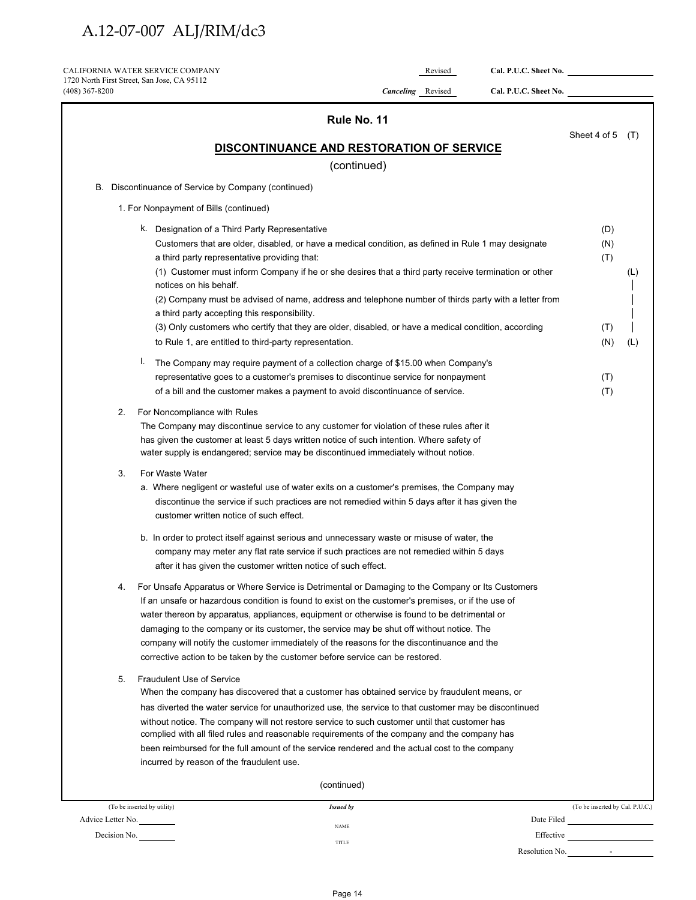CALIFORNIA WATER SERVICE COMPANY
1720 North First Street, San Jose, CA 95112
(408) 367-8200

Revised Cal. P.U.C. Sheet No. ____

*Canceling* Revised Cal. P.U.C. Sheet No. ____

## Rule No. 11

Sheet 4 of 5 (T)

### DISCONTINUANCE AND RESTORATION OF SERVICE

(continued)

B. Discontinuance of Service by Company (continued)

1. For Nonpayment of Bills (continued)

k. Designation of a Third Party Representative (D)

Customers that are older, disabled, or have a medical condition, as defined in Rule 1 may designate (N) a third party representative providing that: (T)

(1) Customer must inform Company if he or she desires that a third party receive termination or other notices on his behalf. (L)

(2) Company must be advised of name, address and telephone number of thirds party with a letter from a third party accepting this responsibility.

(3) Only customers who certify that they are older, disabled, or have a medical condition, according (T) to Rule 1, are entitled to third-party representation. (N) (L)

l. The Company may require payment of a collection charge of $15.00 when Company's representative goes to a customer's premises to discontinue service for nonpayment (T) of a bill and the customer makes a payment to avoid discontinuance of service. (T)

2. For Noncompliance with Rules

The Company may discontinue service to any customer for violation of these rules after it has given the customer at least 5 days written notice of such intention. Where safety of water supply is endangered; service may be discontinued immediately without notice.

3. For Waste Water

a. Where negligent or wasteful use of water exits on a customer's premises, the Company may discontinue the service if such practices are not remedied within 5 days after it has given the customer written notice of such effect.

b. In order to protect itself against serious and unnecessary waste or misuse of water, the company may meter any flat rate service if such practices are not remedied within 5 days after it has given the customer written notice of such effect.

4. For Unsafe Apparatus or Where Service is Detrimental or Damaging to the Company or Its Customers

If an unsafe or hazardous condition is found to exist on the customer's premises, or if the use of water thereon by apparatus, appliances, equipment or otherwise is found to be detrimental or damaging to the company or its customer, the service may be shut off without notice. The company will notify the customer immediately of the reasons for the discontinuance and the corrective action to be taken by the customer before service can be restored.

5. Fraudulent Use of Service

When the company has discovered that a customer has obtained service by fraudulent means, or has diverted the water service for unauthorized use, the service to that customer may be discontinued without notice. The company will not restore service to such customer until that customer has complied with all filed rules and reasonable requirements of the company and the company has been reimbursed for the full amount of the service rendered and the actual cost to the company incurred by reason of the fraudulent use.

(continued)

(To be inserted by utility) | *Issued by* | (To be inserted by Cal. P.U.C.)

Advice Letter No. ____ | NAME | Date Filed ____

Decision No. ____ | TITLE | Effective ____

Resolution No. ____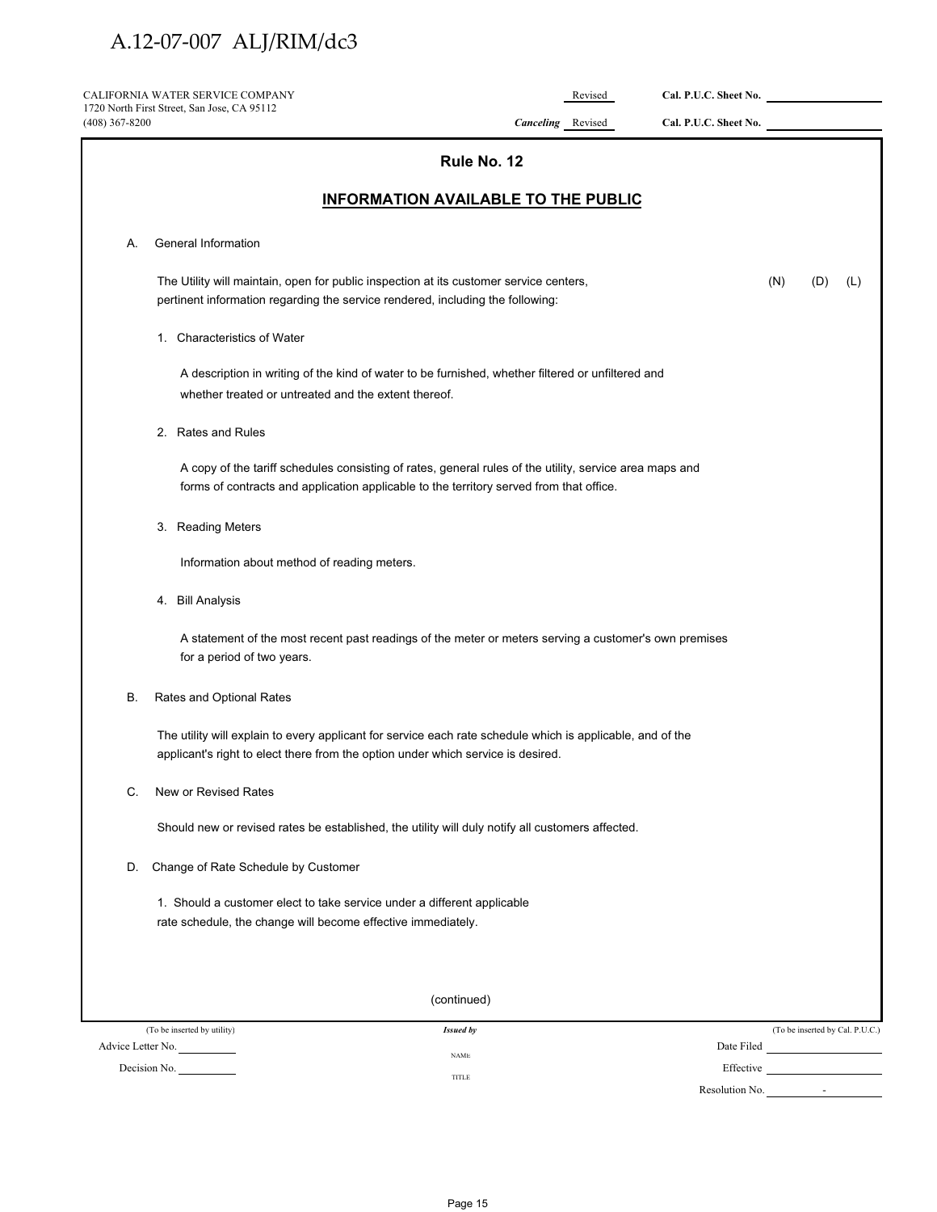CALIFORNIA WATER SERVICE COMPANY
1720 North First Street, San Jose, CA 95112
(408) 367-8200

Revised Cal. P.U.C. Sheet No. ____________
*Canceling* Revised Cal. P.U.C. Sheet No. ____________

## Rule No. 12

## INFORMATION AVAILABLE TO THE PUBLIC

A. General Information

The Utility will maintain, open for public inspection at its customer service centers, pertinent information regarding the service rendered, including the following: (N) (D) (L)

1. Characteristics of Water

   A description in writing of the kind of water to be furnished, whether filtered or unfiltered and whether treated or untreated and the extent thereof.

2. Rates and Rules

   A copy of the tariff schedules consisting of rates, general rules of the utility, service area maps and forms of contracts and application applicable to the territory served from that office.

3. Reading Meters

   Information about method of reading meters.

4. Bill Analysis

   A statement of the most recent past readings of the meter or meters serving a customer's own premises for a period of two years.

B. Rates and Optional Rates

The utility will explain to every applicant for service each rate schedule which is applicable, and of the applicant's right to elect there from the option under which service is desired.

C. New or Revised Rates

Should new or revised rates be established, the utility will duly notify all customers affected.

D. Change of Rate Schedule by Customer

1. Should a customer elect to take service under a different applicable rate schedule, the change will become effective immediately.

(continued)

(To be inserted by utility) | *Issued by* | (To be inserted by Cal. P.U.C.)

Advice Letter No. ____________ | NAME | Date Filed ____________

Decision No. ____________ | TITLE | Effective ____________

Resolution No. ______ - ______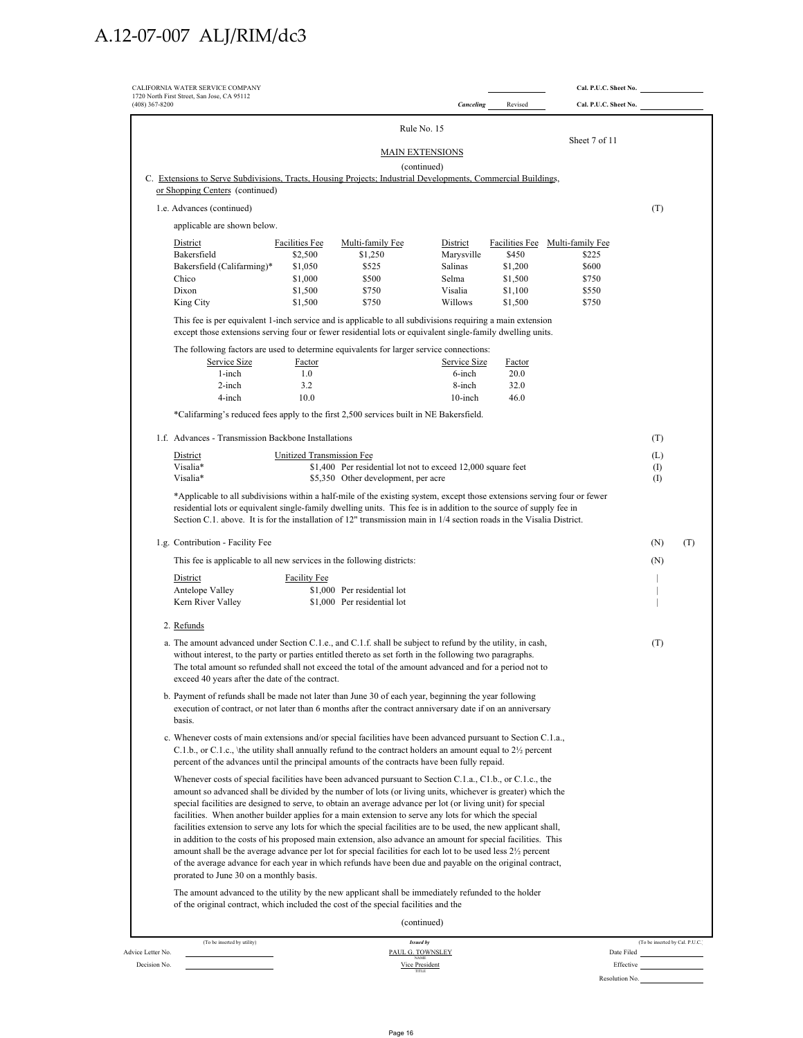A.12-07-007 ALJ/RIM/dc3

CALIFORNIA WATER SERVICE COMPANY
1720 North First Street, San Jose, CA 95112
(408) 367-8200

Cal. P.U.C. Sheet No.

*Canceling* Revised Cal. P.U.C. Sheet No.

Rule No. 15

Sheet 7 of 11

MAIN EXTENSIONS

(continued)

C. Extensions to Serve Subdivisions, Tracts, Housing Projects; Industrial Developments, Commercial Buildings, or Shopping Centers (continued)

1.e. Advances (continued) (T)

applicable are shown below.

| District | Facilities Fee | Multi-family Fee | District | Facilities Fee | Multi-family Fee |
|---|---|---|---|---|---|
| Bakersfield | $2,500 | $1,250 | Marysville | $450 | $225 |
| Bakersfield (Califarming)* | $1,050 | $525 | Salinas | $1,200 | $600 |
| Chico | $1,000 | $500 | Selma | $1,500 | $750 |
| Dixon | $1,500 | $750 | Visalia | $1,100 | $550 |
| King City | $1,500 | $750 | Willows | $1,500 | $750 |

This fee is per equivalent 1-inch service and is applicable to all subdivisions requiring a main extension except those extensions serving four or fewer residential lots or equivalent single-family dwelling units.

The following factors are used to determine equivalents for larger service connections:

| Service Size | Factor | Service Size | Factor |
|---|---|---|---|
| 1-inch | 1.0 | 6-inch | 20.0 |
| 2-inch | 3.2 | 8-inch | 32.0 |
| 4-inch | 10.0 | 10-inch | 46.0 |

*Califarming's reduced fees apply to the first 2,500 services built in NE Bakersfield.

1.f. Advances - Transmission Backbone Installations (T)

| District | Unitized Transmission Fee | |
|---|---|---|
| Visalia* | $1,400 | Per residential lot not to exceed 12,000 square feet |
| Visalia* | $5,350 | Other development, per acre |

(L)
(I)
(I)

*Applicable to all subdivisions within a half-mile of the existing system, except those extensions serving four or fewer residential lots or equivalent single-family dwelling units. This fee is in addition to the source of supply fee in Section C.1. above. It is for the installation of 12" transmission main in 1/4 section roads in the Visalia District.

1.g. Contribution - Facility Fee (N) (T)

This fee is applicable to all new services in the following districts: (N)

| District | Facility Fee | |
|---|---|---|
| Antelope Valley | $1,000 | Per residential lot |
| Kern River Valley | $1,000 | Per residential lot |

2. Refunds

a. The amount advanced under Section C.1.e., and C.1.f. shall be subject to refund by the utility, in cash, without interest, to the party or parties entitled thereto as set forth in the following two paragraphs. The total amount so refunded shall not exceed the total of the amount advanced and for a period not to exceed 40 years after the date of the contract. (T)

b. Payment of refunds shall be made not later than June 30 of each year, beginning the year following execution of contract, or not later than 6 months after the contract anniversary date if on an anniversary basis.

c. Whenever costs of main extensions and/or special facilities have been advanced pursuant to Section C.1.a., C.1.b., or C.1.c., \the utility shall annually refund to the contract holders an amount equal to 2½ percent percent of the advances until the principal amounts of the contracts have been fully repaid.

Whenever costs of special facilities have been advanced pursuant to Section C.1.a., C1.b., or C.1.c., the amount so advanced shall be divided by the number of lots (or living units, whichever is greater) which the special facilities are designed to serve, to obtain an average advance per lot (or living unit) for special facilities. When another builder applies for a main extension to serve any lots for which the special facilities extension to serve any lots for which the special facilities are to be used, the new applicant shall, in addition to the costs of his proposed main extension, also advance an amount for special facilities. This amount shall be the average advance per lot for special facilities for each lot to be used less 2½ percent of the average advance for each year in which refunds have been due and payable on the original contract, prorated to June 30 on a monthly basis.

The amount advanced to the utility by the new applicant shall be immediately refunded to the holder of the original contract, which included the cost of the special facilities and the

(continued)

(To be inserted by utility) | *Issued by* | (To be inserted by Cal. P.U.C.)

Advice Letter No. | PAUL G. TOWNSLEY (NAME) | Date Filed

Decision No. | Vice President (TITLE) | Effective

Resolution No.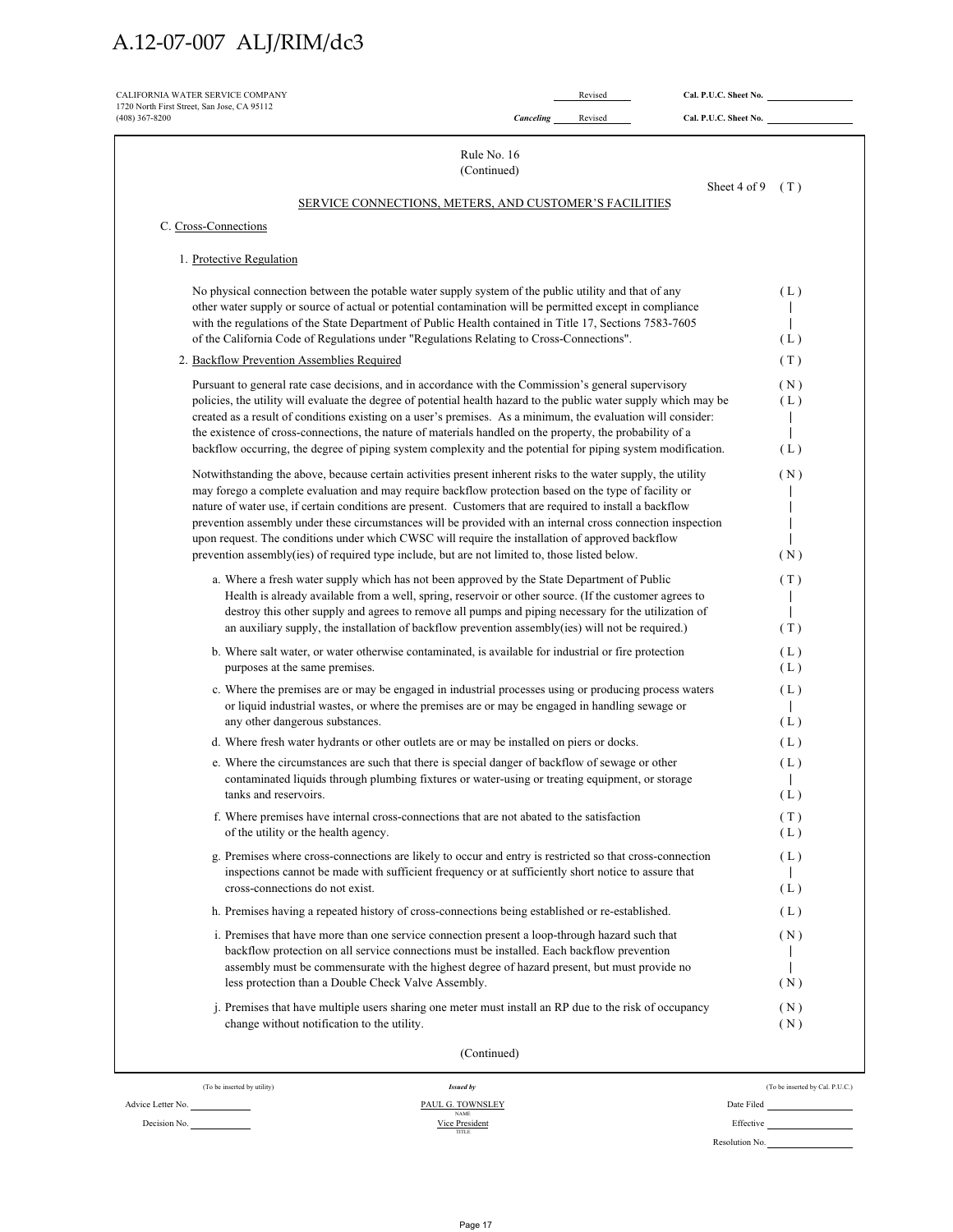CALIFORNIA WATER SERVICE COMPANY
1720 North First Street, San Jose, CA 95112
(408) 367-8200

Revised Cal. P.U.C. Sheet No. ______
*Canceling* Revised Cal. P.U.C. Sheet No. ______

Rule No. 16
(Continued)

Sheet 4 of 9 (T)

SERVICE CONNECTIONS, METERS, AND CUSTOMER'S FACILITIES

C. Cross-Connections

1. Protective Regulation

No physical connection between the potable water supply system of the public utility and that of any other water supply or source of actual or potential contamination will be permitted except in compliance with the regulations of the State Department of Public Health contained in Title 17, Sections 7583-7605 of the California Code of Regulations under "Regulations Relating to Cross-Connections". (L)

2. Backflow Prevention Assemblies Required (T)

Pursuant to general rate case decisions, and in accordance with the Commission's general supervisory policies, the utility will evaluate the degree of potential health hazard to the public water supply which may be created as a result of conditions existing on a user's premises. As a minimum, the evaluation will consider: the existence of cross-connections, the nature of materials handled on the property, the probability of a backflow occurring, the degree of piping system complexity and the potential for piping system modification. (N) (L)

Notwithstanding the above, because certain activities present inherent risks to the water supply, the utility may forego a complete evaluation and may require backflow protection based on the type of facility or nature of water use, if certain conditions are present. Customers that are required to install a backflow prevention assembly under these circumstances will be provided with an internal cross connection inspection upon request. The conditions under which CWSC will require the installation of approved backflow prevention assembly(ies) of required type include, but are not limited to, those listed below. (N)

a. Where a fresh water supply which has not been approved by the State Department of Public Health is already available from a well, spring, reservoir or other source. (If the customer agrees to destroy this other supply and agrees to remove all pumps and piping necessary for the utilization of an auxiliary supply, the installation of backflow prevention assembly(ies) will not be required.) (T)

b. Where salt water, or water otherwise contaminated, is available for industrial or fire protection purposes at the same premises. (L)

c. Where the premises are or may be engaged in industrial processes using or producing process waters or liquid industrial wastes, or where the premises are or may be engaged in handling sewage or any other dangerous substances. (L)

d. Where fresh water hydrants or other outlets are or may be installed on piers or docks. (L)

e. Where the circumstances are such that there is special danger of backflow of sewage or other contaminated liquids through plumbing fixtures or water-using or treating equipment, or storage tanks and reservoirs. (L)

f. Where premises have internal cross-connections that are not abated to the satisfaction of the utility or the health agency. (T) (L)

g. Premises where cross-connections are likely to occur and entry is restricted so that cross-connection inspections cannot be made with sufficient frequency or at sufficiently short notice to assure that cross-connections do not exist. (L)

h. Premises having a repeated history of cross-connections being established or re-established. (L)

i. Premises that have more than one service connection present a loop-through hazard such that backflow protection on all service connections must be installed. Each backflow prevention assembly must be commensurate with the highest degree of hazard present, but must provide no less protection than a Double Check Valve Assembly. (N)

j. Premises that have multiple users sharing one meter must install an RP due to the risk of occupancy change without notification to the utility. (N)

(Continued)

(To be inserted by utility) — Advice Letter No. ______ Decision No. ______

*Issued by* PAUL G. TOWNSLEY, Vice President

(To be inserted by Cal. P.U.C.) — Date Filed ______ Effective ______ Resolution No. ______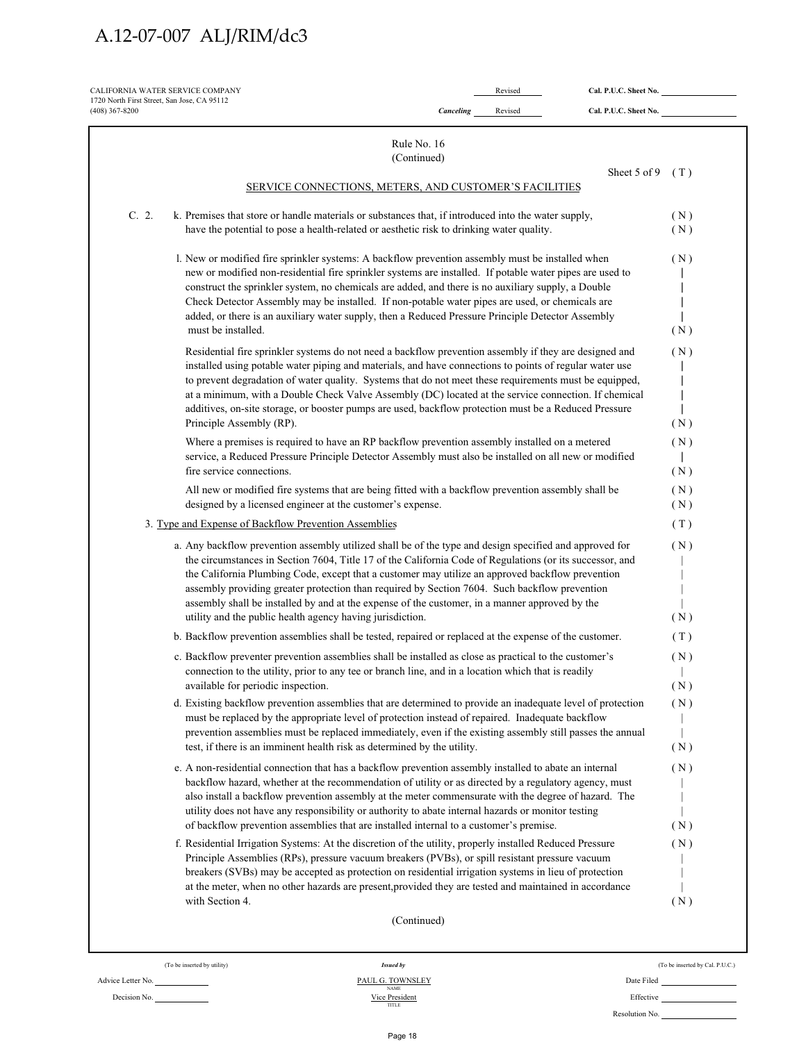CALIFORNIA WATER SERVICE COMPANY
1720 North First Street, San Jose, CA 95112
(408) 367-8200

Revised Cal. P.U.C. Sheet No.
*Canceling* Revised Cal. P.U.C. Sheet No.

Rule No. 16
(Continued)

Sheet 5 of 9 (T)

SERVICE CONNECTIONS, METERS, AND CUSTOMER'S FACILITIES

C. 2. k. Premises that store or handle materials or substances that, if introduced into the water supply, have the potential to pose a health-related or aesthetic risk to drinking water quality. (N)

l. New or modified fire sprinkler systems: A backflow prevention assembly must be installed when new or modified non-residential fire sprinkler systems are installed. If potable water pipes are used to construct the sprinkler system, no chemicals are added, and there is no auxiliary supply, a Double Check Detector Assembly may be installed. If non-potable water pipes are used, or chemicals are added, or there is an auxiliary water supply, then a Reduced Pressure Principle Detector Assembly must be installed. (N)

Residential fire sprinkler systems do not need a backflow prevention assembly if they are designed and installed using potable water piping and materials, and have connections to points of regular water use to prevent degradation of water quality. Systems that do not meet these requirements must be equipped, at a minimum, with a Double Check Valve Assembly (DC) located at the service connection. If chemical additives, on-site storage, or booster pumps are used, backflow protection must be a Reduced Pressure Principle Assembly (RP). (N)

Where a premises is required to have an RP backflow prevention assembly installed on a metered service, a Reduced Pressure Principle Detector Assembly must also be installed on all new or modified fire service connections. (N)

All new or modified fire systems that are being fitted with a backflow prevention assembly shall be designed by a licensed engineer at the customer's expense. (N)

3. Type and Expense of Backflow Prevention Assemblies (T)

a. Any backflow prevention assembly utilized shall be of the type and design specified and approved for the circumstances in Section 7604, Title 17 of the California Code of Regulations (or its successor, and the California Plumbing Code, except that a customer may utilize an approved backflow prevention assembly providing greater protection than required by Section 7604. Such backflow prevention assembly shall be installed by and at the expense of the customer, in a manner approved by the utility and the public health agency having jurisdiction. (N)

b. Backflow prevention assemblies shall be tested, repaired or replaced at the expense of the customer. (T)

c. Backflow preventer prevention assemblies shall be installed as close as practical to the customer's connection to the utility, prior to any tee or branch line, and in a location which that is readily available for periodic inspection. (N)

d. Existing backflow prevention assemblies that are determined to provide an inadequate level of protection must be replaced by the appropriate level of protection instead of repaired. Inadequate backflow prevention assemblies must be replaced immediately, even if the existing assembly still passes the annual test, if there is an imminent health risk as determined by the utility. (N)

e. A non-residential connection that has a backflow prevention assembly installed to abate an internal backflow hazard, whether at the recommendation of utility or as directed by a regulatory agency, must also install a backflow prevention assembly at the meter commensurate with the degree of hazard. The utility does not have any responsibility or authority to abate internal hazards or monitor testing of backflow prevention assemblies that are installed internal to a customer's premise. (N)

f. Residential Irrigation Systems: At the discretion of the utility, properly installed Reduced Pressure Principle Assemblies (RPs), pressure vacuum breakers (PVBs), or spill resistant pressure vacuum breakers (SVBs) may be accepted as protection on residential irrigation systems in lieu of protection at the meter, when no other hazards are present,provided they are tested and maintained in accordance with Section 4. (N)

(Continued)

| (To be inserted by utility) | *Issued by* | (To be inserted by Cal. P.U.C.) |
|---|---|---|
| Advice Letter No. | PAUL G. TOWNSLEY (NAME) | Date Filed |
| Decision No. | Vice President (TITLE) | Effective |
| | | Resolution No. |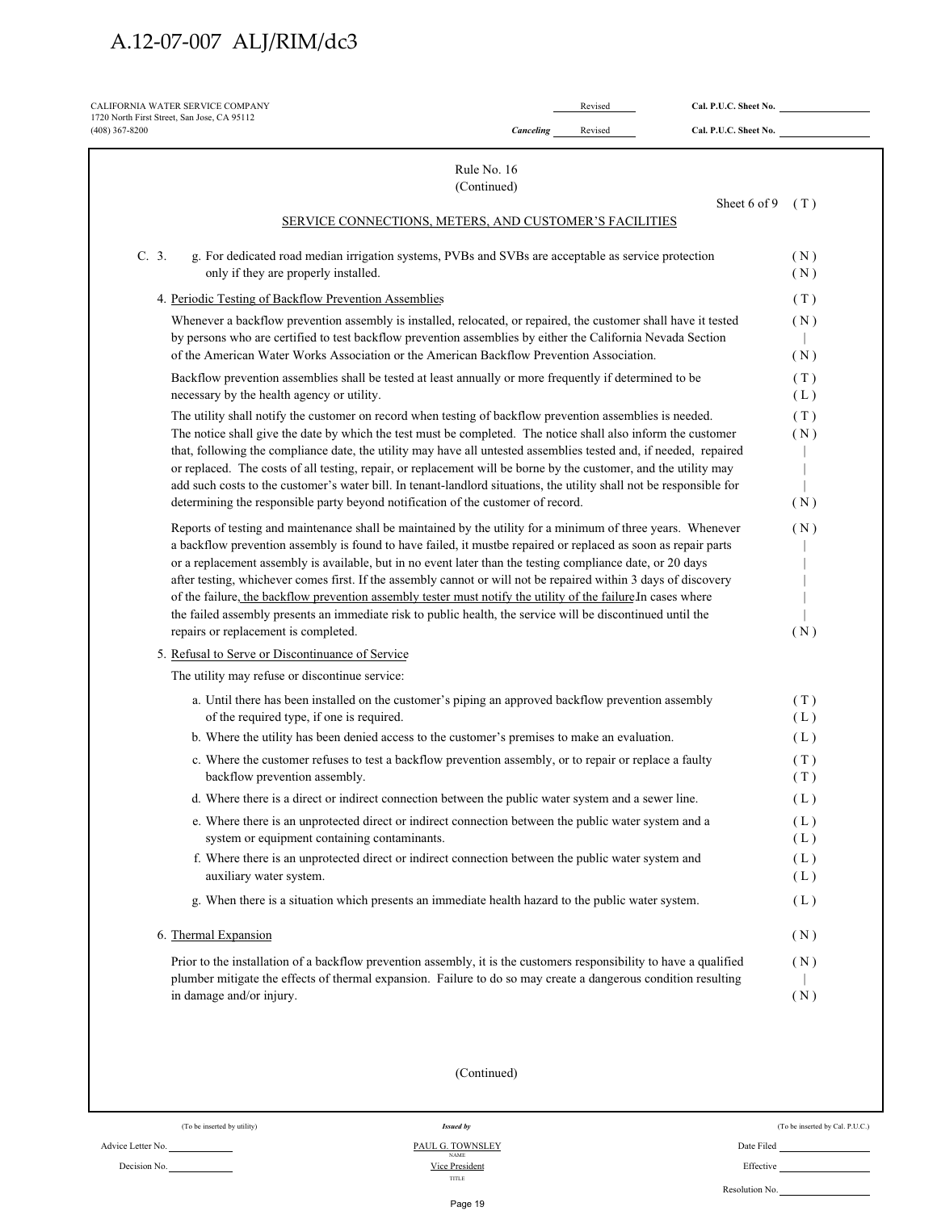A.12-07-007 ALJ/RIM/dc3

CALIFORNIA WATER SERVICE COMPANY
1720 North First Street, San Jose, CA 95112
(408) 367-8200

Revised Cal. P.U.C. Sheet No.
*Canceling* Revised Cal. P.U.C. Sheet No.

Rule No. 16
(Continued)

Sheet 6 of 9 (T)

SERVICE CONNECTIONS, METERS, AND CUSTOMER'S FACILITIES

C. 3. g. For dedicated road median irrigation systems, PVBs and SVBs are acceptable as service protection only if they are properly installed. (N)

4. Periodic Testing of Backflow Prevention Assemblies (T)

Whenever a backflow prevention assembly is installed, relocated, or repaired, the customer shall have it tested by persons who are certified to test backflow prevention assemblies by either the California Nevada Section of the American Water Works Association or the American Backflow Prevention Association. (N)

Backflow prevention assemblies shall be tested at least annually or more frequently if determined to be necessary by the health agency or utility. (T)(L)

The utility shall notify the customer on record when testing of backflow prevention assemblies is needed. (T) The notice shall give the date by which the test must be completed. The notice shall also inform the customer that, following the compliance date, the utility may have all untested assemblies tested and, if needed, repaired or replaced. The costs of all testing, repair, or replacement will be borne by the customer, and the utility may add such costs to the customer's water bill. In tenant-landlord situations, the utility shall not be responsible for determining the responsible party beyond notification of the customer of record. (N)

Reports of testing and maintenance shall be maintained by the utility for a minimum of three years. Whenever a backflow prevention assembly is found to have failed, it mustbe repaired or replaced as soon as repair parts or a replacement assembly is available, but in no event later than the testing compliance date, or 20 days after testing, whichever comes first. If the assembly cannot or will not be repaired within 3 days of discovery of the failure, the backflow prevention assembly tester must notify the utility of the failure.In cases where the failed assembly presents an immediate risk to public health, the service will be discontinued until the repairs or replacement is completed. (N)

5. Refusal to Serve or Discontinuance of Service

The utility may refuse or discontinue service:

a. Until there has been installed on the customer's piping an approved backflow prevention assembly of the required type, if one is required. (T)(L)

b. Where the utility has been denied access to the customer's premises to make an evaluation. (L)

c. Where the customer refuses to test a backflow prevention assembly, or to repair or replace a faulty backflow prevention assembly. (T)(T)

d. Where there is a direct or indirect connection between the public water system and a sewer line. (L)

e. Where there is an unprotected direct or indirect connection between the public water system and a system or equipment containing contaminants. (L)(L)

f. Where there is an unprotected direct or indirect connection between the public water system and auxiliary water system. (L)(L)

g. When there is a situation which presents an immediate health hazard to the public water system. (L)

6. Thermal Expansion (N)

Prior to the installation of a backflow prevention assembly, it is the customers responsibility to have a qualified plumber mitigate the effects of thermal expansion. Failure to do so may create a dangerous condition resulting in damage and/or injury. (N)

(Continued)

(To be inserted by utility) | *Issued by* | (To be inserted by Cal. P.U.C.)

Advice Letter No. | PAUL G. TOWNSLEY (NAME) | Date Filed

Decision No. | Vice President (TITLE) | Effective

Resolution No.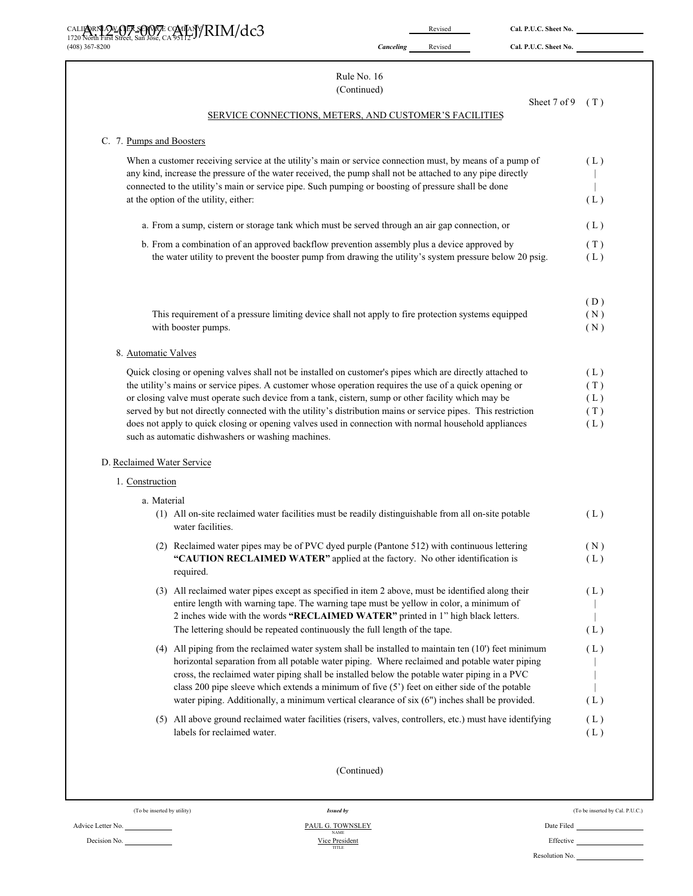Rule No. 16
(Continued)

Sheet 7 of 9 (T)

SERVICE CONNECTIONS, METERS, AND CUSTOMER'S FACILITIES

C. 7. Pumps and Boosters

When a customer receiving service at the utility's main or service connection must, by means of a pump of any kind, increase the pressure of the water received, the pump shall not be attached to any pipe directly connected to the utility's main or service pipe. Such pumping or boosting of pressure shall be done at the option of the utility, either: (L)

a. From a sump, cistern or storage tank which must be served through an air gap connection, or (L)

b. From a combination of an approved backflow prevention assembly plus a device approved by the water utility to prevent the booster pump from drawing the utility's system pressure below 20 psig. (T) (L)

(D)

This requirement of a pressure limiting device shall not apply to fire protection systems equipped with booster pumps. (N)

8. Automatic Valves

Quick closing or opening valves shall not be installed on customer's pipes which are directly attached to the utility's mains or service pipes. A customer whose operation requires the use of a quick opening or or closing valve must operate such device from a tank, cistern, sump or other facility which may be served by but not directly connected with the utility's distribution mains or service pipes. This restriction does not apply to quick closing or opening valves used in connection with normal household appliances such as automatic dishwashers or washing machines. (L) (T) (L) (T) (L)

D. Reclaimed Water Service

1. Construction

a. Material

(1) All on-site reclaimed water facilities must be readily distinguishable from all on-site potable water facilities. (L)

(2) Reclaimed water pipes may be of PVC dyed purple (Pantone 512) with continuous lettering **"CAUTION RECLAIMED WATER"** applied at the factory. No other identification is required. (N) (L)

(3) All reclaimed water pipes except as specified in item 2 above, must be identified along their entire length with warning tape. The warning tape must be yellow in color, a minimum of 2 inches wide with the words **"RECLAIMED WATER"** printed in 1" high black letters. The lettering should be repeated continuously the full length of the tape. (L)

(4) All piping from the reclaimed water system shall be installed to maintain ten (10') feet minimum horizontal separation from all potable water piping. Where reclaimed and potable water piping cross, the reclaimed water piping shall be installed below the potable water piping in a PVC class 200 pipe sleeve which extends a minimum of five (5') feet on either side of the potable water piping. Additionally, a minimum vertical clearance of six (6") inches shall be provided. (L)

(5) All above ground reclaimed water facilities (risers, valves, controllers, etc.) must have identifying labels for reclaimed water. (L)

(Continued)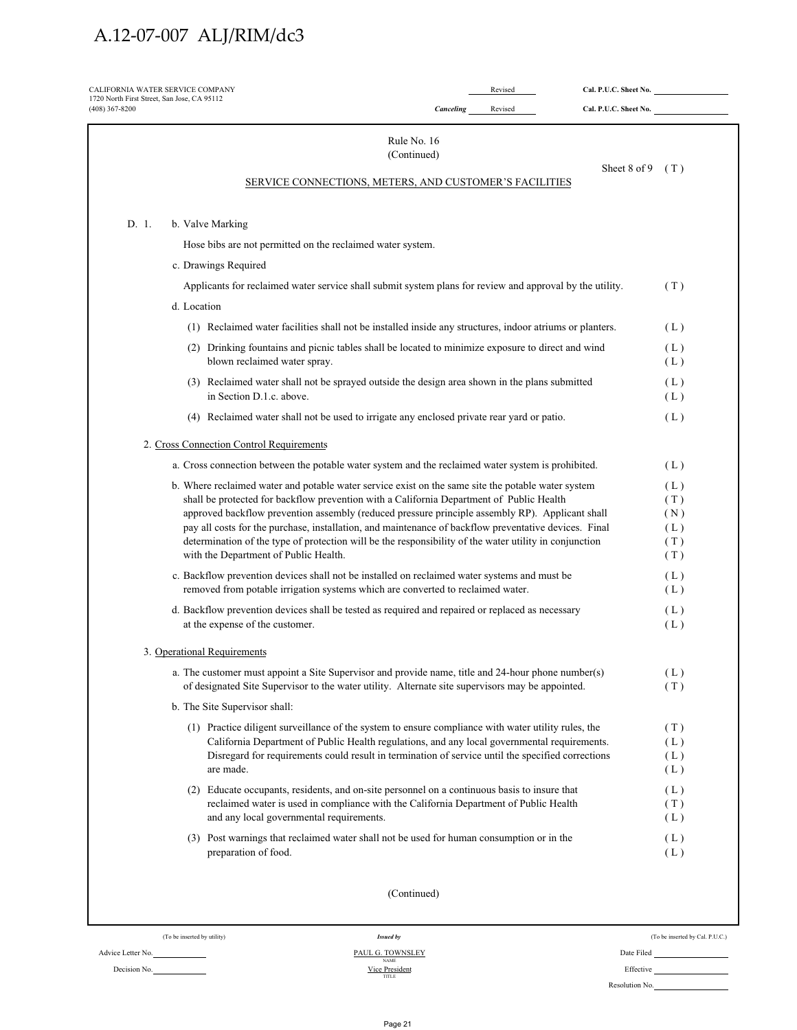A.12-07-007 ALJ/RIM/dc3

CALIFORNIA WATER SERVICE COMPANY
1720 North First Street, San Jose, CA 95112
(408) 367-8200

Revised Cal. P.U.C. Sheet No.
Canceling Revised Cal. P.U.C. Sheet No.

Rule No. 16
(Continued)

Sheet 8 of 9 (T)

SERVICE CONNECTIONS, METERS, AND CUSTOMER'S FACILITIES

D. 1. b. Valve Marking

Hose bibs are not permitted on the reclaimed water system.

c. Drawings Required

Applicants for reclaimed water service shall submit system plans for review and approval by the utility. (T)

d. Location

(1) Reclaimed water facilities shall not be installed inside any structures, indoor atriums or planters. (L)

(2) Drinking fountains and picnic tables shall be located to minimize exposure to direct and wind blown reclaimed water spray. (L)(L)

(3) Reclaimed water shall not be sprayed outside the design area shown in the plans submitted in Section D.1.c. above. (L)(L)

(4) Reclaimed water shall not be used to irrigate any enclosed private rear yard or patio. (L)

2. Cross Connection Control Requirements

a. Cross connection between the potable water system and the reclaimed water system is prohibited. (L)

b. Where reclaimed water and potable water service exist on the same site the potable water system shall be protected for backflow prevention with a California Department of Public Health approved backflow prevention assembly (reduced pressure principle assembly RP). Applicant shall pay all costs for the purchase, installation, and maintenance of backflow preventative devices. Final determination of the type of protection will be the responsibility of the water utility in conjunction with the Department of Public Health. (L)(T)(N)(L)(T)(T)

c. Backflow prevention devices shall not be installed on reclaimed water systems and must be removed from potable irrigation systems which are converted to reclaimed water. (L)(L)

d. Backflow prevention devices shall be tested as required and repaired or replaced as necessary at the expense of the customer. (L)(L)

3. Operational Requirements

a. The customer must appoint a Site Supervisor and provide name, title and 24-hour phone number(s) of designated Site Supervisor to the water utility. Alternate site supervisors may be appointed. (L)(T)

b. The Site Supervisor shall:

(1) Practice diligent surveillance of the system to ensure compliance with water utility rules, the California Department of Public Health regulations, and any local governmental requirements. Disregard for requirements could result in termination of service until the specified corrections are made. (T)(L)(L)(L)

(2) Educate occupants, residents, and on-site personnel on a continuous basis to insure that reclaimed water is used in compliance with the California Department of Public Health and any local governmental requirements. (L)(T)(L)

(3) Post warnings that reclaimed water shall not be used for human consumption or in the preparation of food. (L)(L)

(Continued)

(To be inserted by utility)
Advice Letter No.
Decision No.

Issued by
PAUL G. TOWNSLEY
NAME
Vice President
TITLE

(To be inserted by Cal. P.U.C.)
Date Filed
Effective
Resolution No.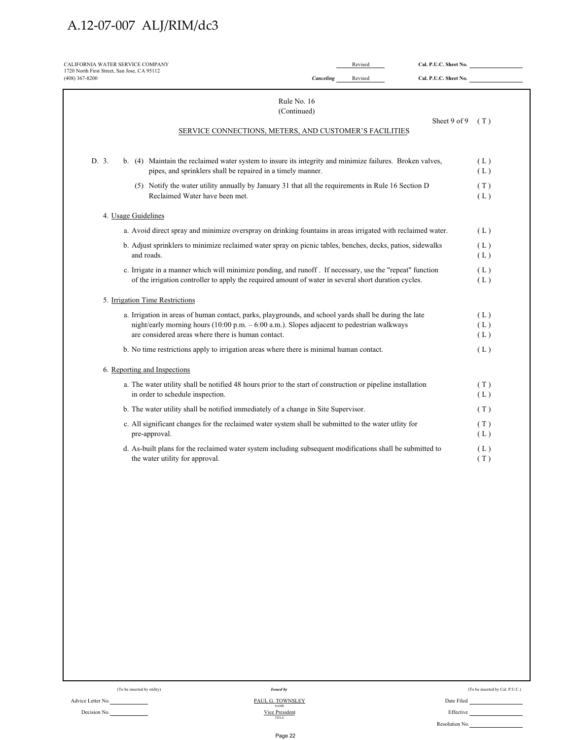CALIFORNIA WATER SERVICE COMPANY
1720 North First Street, San Jose, CA 95112
(408) 367-8200

Revised Cal. P.U.C. Sheet No. \_\_\_\_\_\_\_\_
*Canceling* Revised Cal. P.U.C. Sheet No. \_\_\_\_\_\_\_\_

Rule No. 16
(Continued)

Sheet 9 of 9 (T)

SERVICE CONNECTIONS, METERS, AND CUSTOMER'S FACILITIES

D. 3. b. (4) Maintain the reclaimed water system to insure its integrity and minimize failures. Broken valves, pipes, and sprinklers shall be repaired in a timely manner. (L) (L)

(5) Notify the water utility annually by January 31 that all the requirements in Rule 16 Section D Reclaimed Water have been met. (T) (L)

4. Usage Guidelines

a. Avoid direct spray and minimize overspray on drinking fountains in areas irrigated with reclaimed water. (L)

b. Adjust sprinklers to minimize reclaimed water spray on picnic tables, benches, decks, patios, sidewalks and roads. (L) (L)

c. Irrigate in a manner which will minimize ponding, and runoff . If necessary, use the "repeat" function of the irrigation controller to apply the required amount of water in several short duration cycles. (L) (L)

5. Irrigation Time Restrictions

a. Irrigation in areas of human contact, parks, playgrounds, and school yards shall be during the late night/early morning hours (10:00 p.m. – 6:00 a.m.). Slopes adjacent to pedestrian walkways are considered areas where there is human contact. (L) (L) (L)

b. No time restrictions apply to irrigation areas where there is minimal human contact. (L)

6. Reporting and Inspections

a. The water utility shall be notified 48 hours prior to the start of construction or pipeline installation in order to schedule inspection. (T) (L)

b. The water utility shall be notified immediately of a change in Site Supervisor. (T)

c. All significant changes for the reclaimed water system shall be submitted to the water utlity for pre-approval. (T) (L)

d. As-built plans for the reclaimed water system including subsequent modifications shall be submitted to the water utility for approval. (L) (T)

(To be inserted by utility) | *Issued by* | (To be inserted by Cal. P.U.C.)

Advice Letter No. \_\_\_\_\_\_\_\_ | PAUL G. TOWNSLEY (NAME) | Date Filed \_\_\_\_\_\_\_\_

Decision No. \_\_\_\_\_\_\_\_ | Vice President (TITLE) | Effective \_\_\_\_\_\_\_\_

Resolution No. \_\_\_\_\_\_\_\_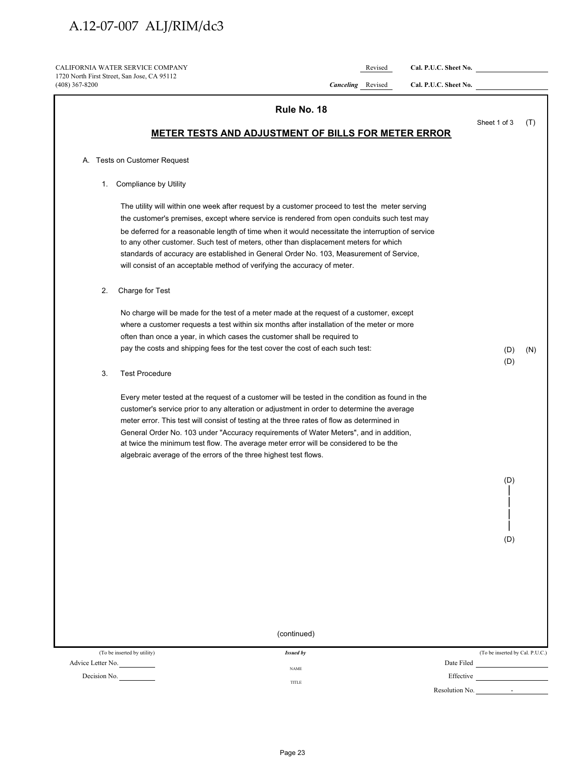A.12-07-007 ALJ/RIM/dc3

CALIFORNIA WATER SERVICE COMPANY
1720 North First Street, San Jose, CA 95112
(408) 367-8200

Revised Cal. P.U.C. Sheet No.
Canceling Revised Cal. P.U.C. Sheet No.

## Rule No. 18

Sheet 1 of 3 (T)

### METER TESTS AND ADJUSTMENT OF BILLS FOR METER ERROR

A. Tests on Customer Request

1. Compliance by Utility

   The utility will within one week after request by a customer proceed to test the meter serving the customer's premises, except where service is rendered from open conduits such test may be deferred for a reasonable length of time when it would necessitate the interruption of service to any other customer. Such test of meters, other than displacement meters for which standards of accuracy are established in General Order No. 103, Measurement of Service, will consist of an acceptable method of verifying the accuracy of meter.

2. Charge for Test

   No charge will be made for the test of a meter made at the request of a customer, except where a customer requests a test within six months after installation of the meter or more often than once a year, in which cases the customer shall be required to pay the costs and shipping fees for the test cover the cost of each such test: (D) (N) (D)

3. Test Procedure

   Every meter tested at the request of a customer will be tested in the condition as found in the customer's service prior to any alteration or adjustment in order to determine the average meter error. This test will consist of testing at the three rates of flow as determined in General Order No. 103 under "Accuracy requirements of Water Meters", and in addition, at twice the minimum test flow. The average meter error will be considered to be the algebraic average of the errors of the three highest test flows.

(D)
|
(D)

(continued)

(To be inserted by utility) Issued by (To be inserted by Cal. P.U.C.)

Advice Letter No. NAME Date Filed

Decision No. TITLE Effective

Resolution No. -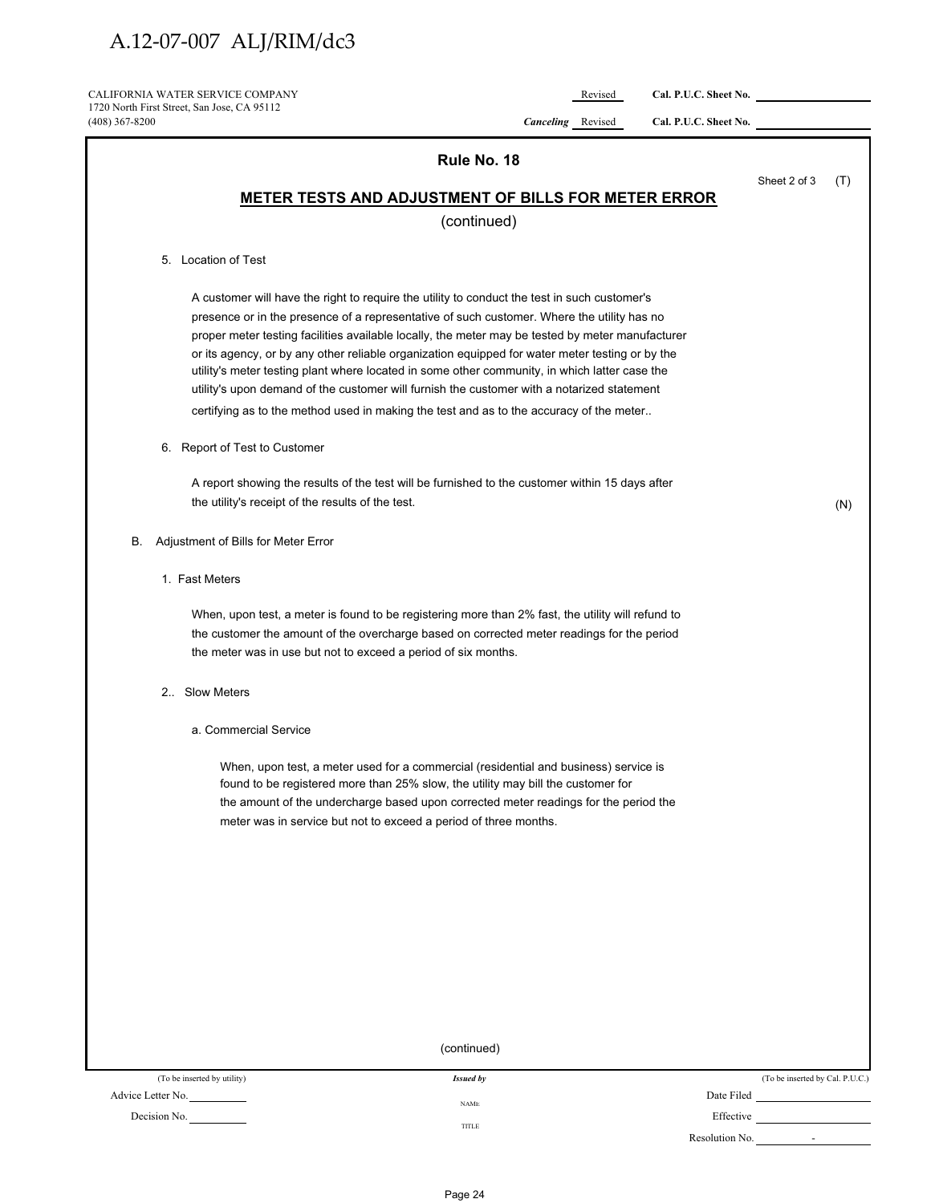CALIFORNIA WATER SERVICE COMPANY
1720 North First Street, San Jose, CA 95112
(408) 367-8200

Revised Cal. P.U.C. Sheet No.

*Canceling* Revised Cal. P.U.C. Sheet No.

## Rule No. 18

Sheet 2 of 3 (T)

### METER TESTS AND ADJUSTMENT OF BILLS FOR METER ERROR

(continued)

5. Location of Test

   A customer will have the right to require the utility to conduct the test in such customer's presence or in the presence of a representative of such customer. Where the utility has no proper meter testing facilities available locally, the meter may be tested by meter manufacturer or its agency, or by any other reliable organization equipped for water meter testing or by the utility's meter testing plant where located in some other community, in which latter case the utility's upon demand of the customer will furnish the customer with a notarized statement certifying as to the method used in making the test and as to the accuracy of the meter..

6. Report of Test to Customer

   A report showing the results of the test will be furnished to the customer within 15 days after the utility's receipt of the results of the test. (N)

B. Adjustment of Bills for Meter Error

1. Fast Meters

   When, upon test, a meter is found to be registering more than 2% fast, the utility will refund to the customer the amount of the overcharge based on corrected meter readings for the period the meter was in use but not to exceed a period of six months.

2.. Slow Meters

   a. Commercial Service

      When, upon test, a meter used for a commercial (residential and business) service is found to be registered more than 25% slow, the utility may bill the customer for the amount of the undercharge based upon corrected meter readings for the period the meter was in service but not to exceed a period of three months.

(continued)

(To be inserted by utility) | *Issued by* | (To be inserted by Cal. P.U.C.)

Advice Letter No. | NAME | Date Filed

Decision No. | TITLE | Effective

Resolution No. -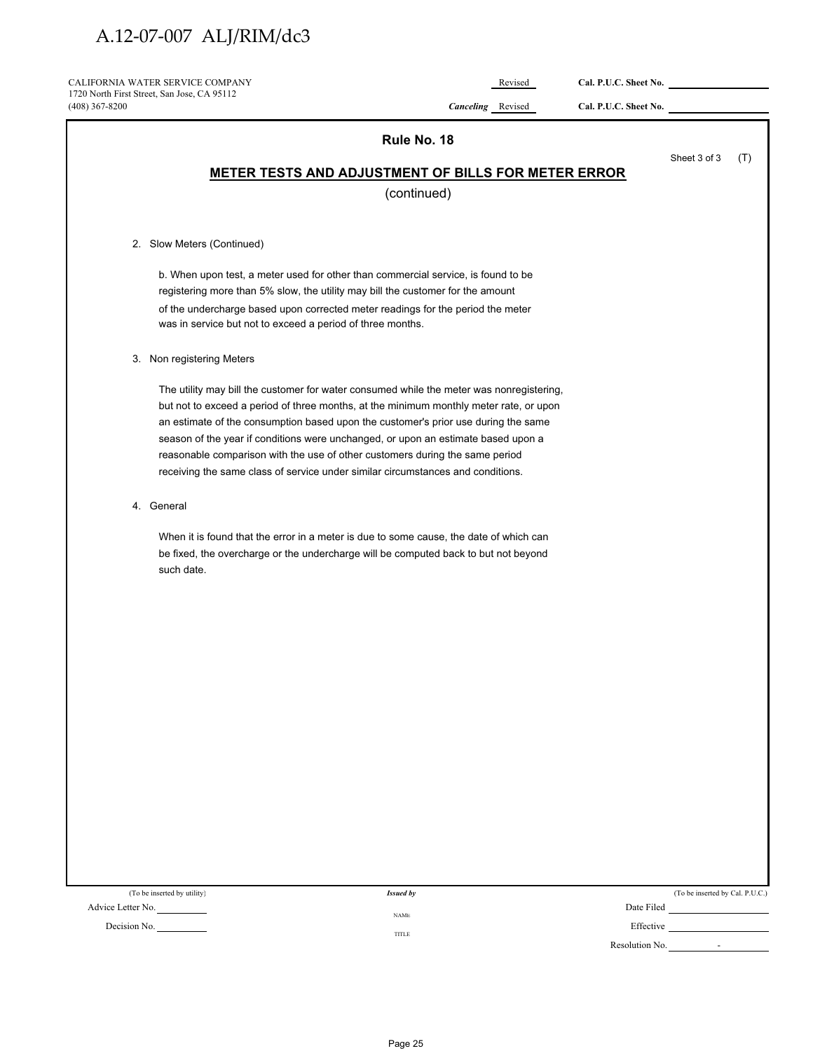CALIFORNIA WATER SERVICE COMPANY
1720 North First Street, San Jose, CA 95112
(408) 367-8200

| | | | |
|---|---|---|---|
| | Revised | Cal. P.U.C. Sheet No. | |
| *Canceling* | Revised | Cal. P.U.C. Sheet No. | |

## Rule No. 18

Sheet 3 of 3 (T)

## METER TESTS AND ADJUSTMENT OF BILLS FOR METER ERROR

(continued)

2. Slow Meters (Continued)

   b. When upon test, a meter used for other than commercial service, is found to be registering more than 5% slow, the utility may bill the customer for the amount of the undercharge based upon corrected meter readings for the period the meter was in service but not to exceed a period of three months.

3. Non registering Meters

   The utility may bill the customer for water consumed while the meter was nonregistering, but not to exceed a period of three months, at the minimum monthly meter rate, or upon an estimate of the consumption based upon the customer's prior use during the same season of the year if conditions were unchanged, or upon an estimate based upon a reasonable comparison with the use of other customers during the same period receiving the same class of service under similar circumstances and conditions.

4. General

   When it is found that the error in a meter is due to some cause, the date of which can be fixed, the overcharge or the undercharge will be computed back to but not beyond such date.

| (To be inserted by utility) | *Issued by* | (To be inserted by Cal. P.U.C.) |
|---|---|---|
| Advice Letter No. | NAME | Date Filed |
| Decision No. | TITLE | Effective |
| | | Resolution No. - |